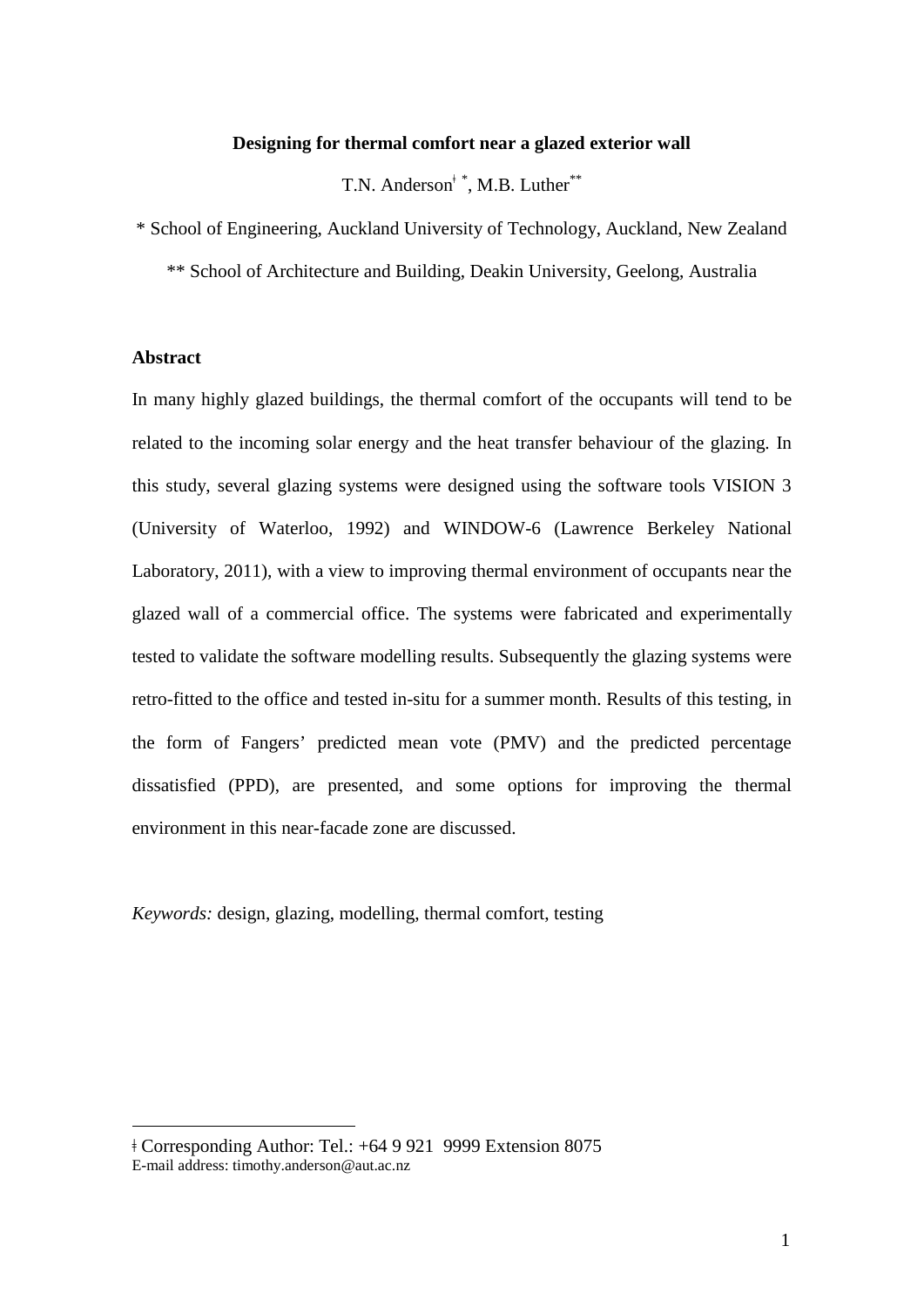# Designing for thermal comfort near a glazed exterior wall

T.N. Anderson[ǂ *], M.B. Luther[**]

[*] School of Engineering, Auckland University of Technology, Auckland, New Zealand

[**] School of Architecture and Building, Deakin University, Geelong, Australia

## Abstract

In many highly glazed buildings, the thermal comfort of the occupants will tend to be related to the incoming solar energy and the heat transfer behaviour of the glazing. In this study, several glazing systems were designed using the software tools VISION 3 (University of Waterloo, 1992) and WINDOW-6 (Lawrence Berkeley National Laboratory, 2011), with a view to improving thermal environment of occupants near the glazed wall of a commercial office. The systems were fabricated and experimentally tested to validate the software modelling results. Subsequently the glazing systems were retro-fitted to the office and tested in-situ for a summer month. Results of this testing, in the form of Fangers' predicted mean vote (PMV) and the predicted percentage dissatisfied (PPD), are presented, and some options for improving the thermal environment in this near-facade zone are discussed.

*Keywords:* design, glazing, modelling, thermal comfort, testing

---

ǂ Corresponding Author: Tel.: +64 9 921 9999 Extension 8075
E-mail address: timothy.anderson@aut.ac.nz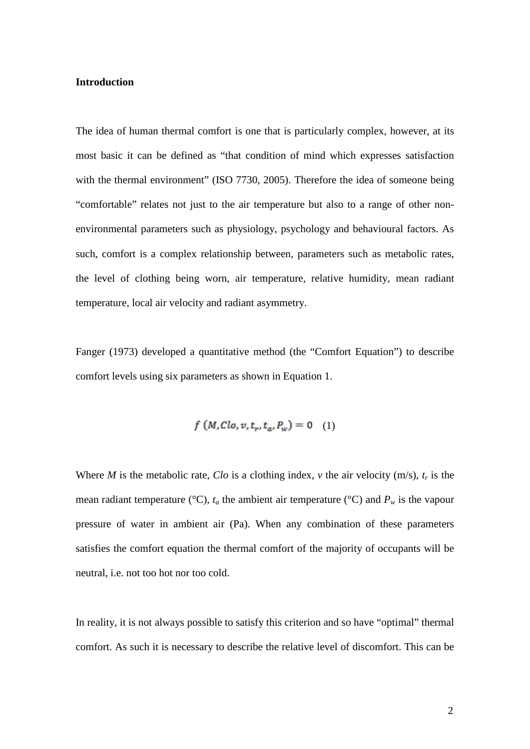**Introduction**

The idea of human thermal comfort is one that is particularly complex, however, at its most basic it can be defined as "that condition of mind which expresses satisfaction with the thermal environment" (ISO 7730, 2005). Therefore the idea of someone being "comfortable" relates not just to the air temperature but also to a range of other non-environmental parameters such as physiology, psychology and behavioural factors. As such, comfort is a complex relationship between, parameters such as metabolic rates, the level of clothing being worn, air temperature, relative humidity, mean radiant temperature, local air velocity and radiant asymmetry.

Fanger (1973) developed a quantitative method (the "Comfort Equation") to describe comfort levels using six parameters as shown in Equation 1.

$$f\ (M, Clo, v, t_r, t_a, P_w) = 0 \quad (1)$$

Where $M$ is the metabolic rate, $Clo$ is a clothing index, $v$ the air velocity (m/s), $t_r$ is the mean radiant temperature (°C), $t_a$ the ambient air temperature (°C) and $P_w$ is the vapour pressure of water in ambient air (Pa). When any combination of these parameters satisfies the comfort equation the thermal comfort of the majority of occupants will be neutral, i.e. not too hot nor too cold.

In reality, it is not always possible to satisfy this criterion and so have "optimal" thermal comfort. As such it is necessary to describe the relative level of discomfort. This can be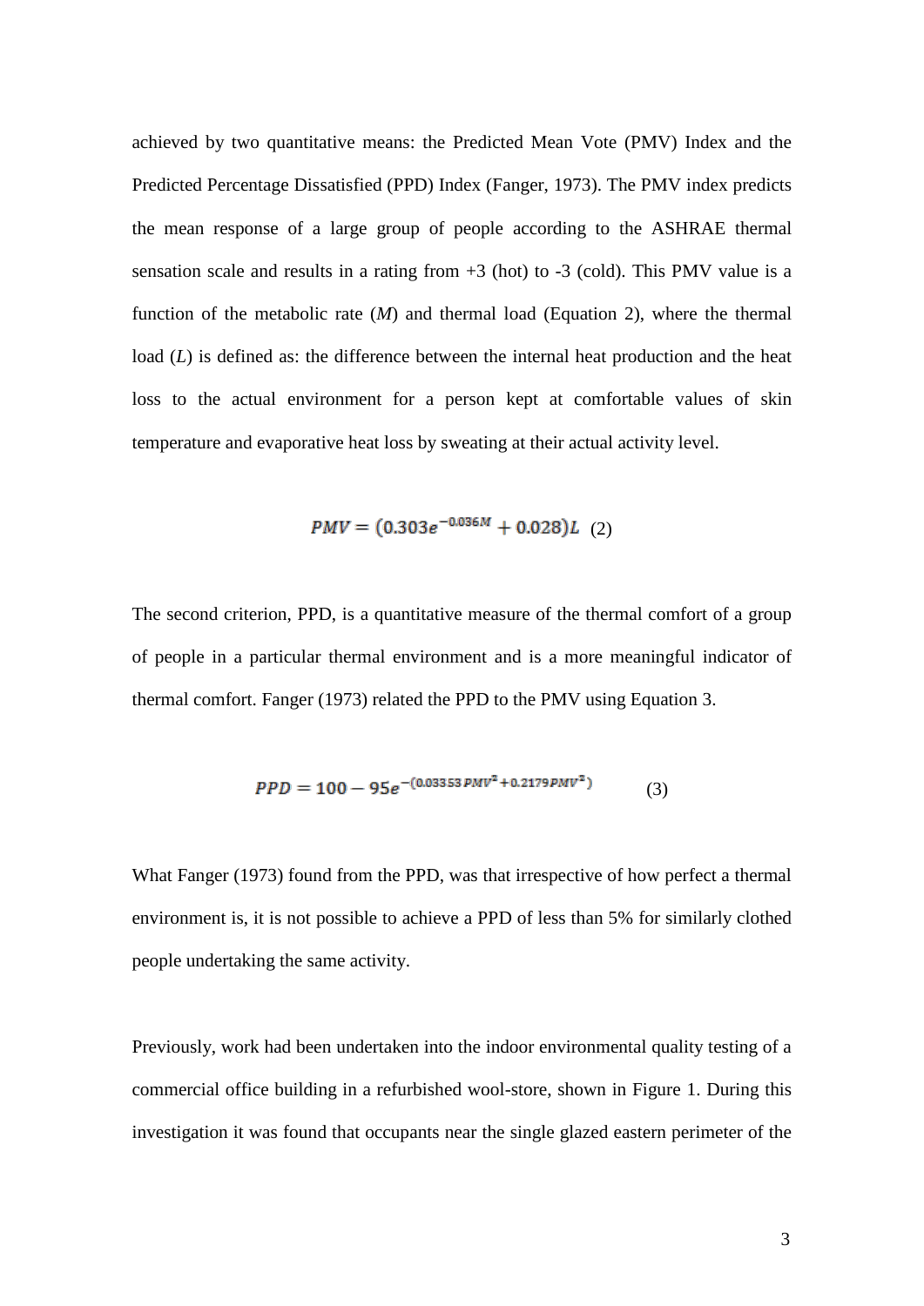achieved by two quantitative means: the Predicted Mean Vote (PMV) Index and the Predicted Percentage Dissatisfied (PPD) Index (Fanger, 1973). The PMV index predicts the mean response of a large group of people according to the ASHRAE thermal sensation scale and results in a rating from +3 (hot) to -3 (cold). This PMV value is a function of the metabolic rate (*M*) and thermal load (Equation 2), where the thermal load (*L*) is defined as: the difference between the internal heat production and the heat loss to the actual environment for a person kept at comfortable values of skin temperature and evaporative heat loss by sweating at their actual activity level.

$$PMV = (0.303e^{-0.036M} + 0.028)L \quad (2)$$

The second criterion, PPD, is a quantitative measure of the thermal comfort of a group of people in a particular thermal environment and is a more meaningful indicator of thermal comfort. Fanger (1973) related the PPD to the PMV using Equation 3.

$$PPD = 100 - 95e^{-(0.03353\,PMV^4 + 0.2179\,PMV^2)} \quad (3)$$

What Fanger (1973) found from the PPD, was that irrespective of how perfect a thermal environment is, it is not possible to achieve a PPD of less than 5% for similarly clothed people undertaking the same activity.

Previously, work had been undertaken into the indoor environmental quality testing of a commercial office building in a refurbished wool-store, shown in Figure 1. During this investigation it was found that occupants near the single glazed eastern perimeter of the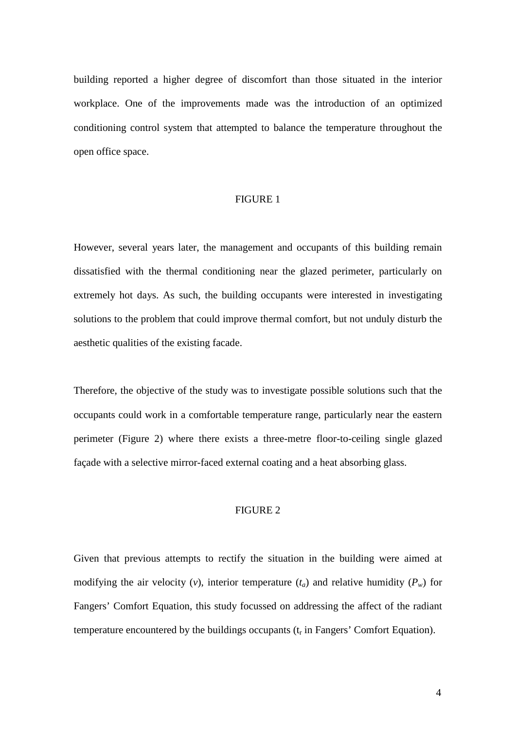building reported a higher degree of discomfort than those situated in the interior workplace. One of the improvements made was the introduction of an optimized conditioning control system that attempted to balance the temperature throughout the open office space.

FIGURE 1

However, several years later, the management and occupants of this building remain dissatisfied with the thermal conditioning near the glazed perimeter, particularly on extremely hot days. As such, the building occupants were interested in investigating solutions to the problem that could improve thermal comfort, but not unduly disturb the aesthetic qualities of the existing facade.

Therefore, the objective of the study was to investigate possible solutions such that the occupants could work in a comfortable temperature range, particularly near the eastern perimeter (Figure 2) where there exists a three-metre floor-to-ceiling single glazed façade with a selective mirror-faced external coating and a heat absorbing glass.

FIGURE 2

Given that previous attempts to rectify the situation in the building were aimed at modifying the air velocity ($v$), interior temperature ($t_a$) and relative humidity ($P_w$) for Fangers' Comfort Equation, this study focussed on addressing the affect of the radiant temperature encountered by the buildings occupants ($t_r$ in Fangers' Comfort Equation).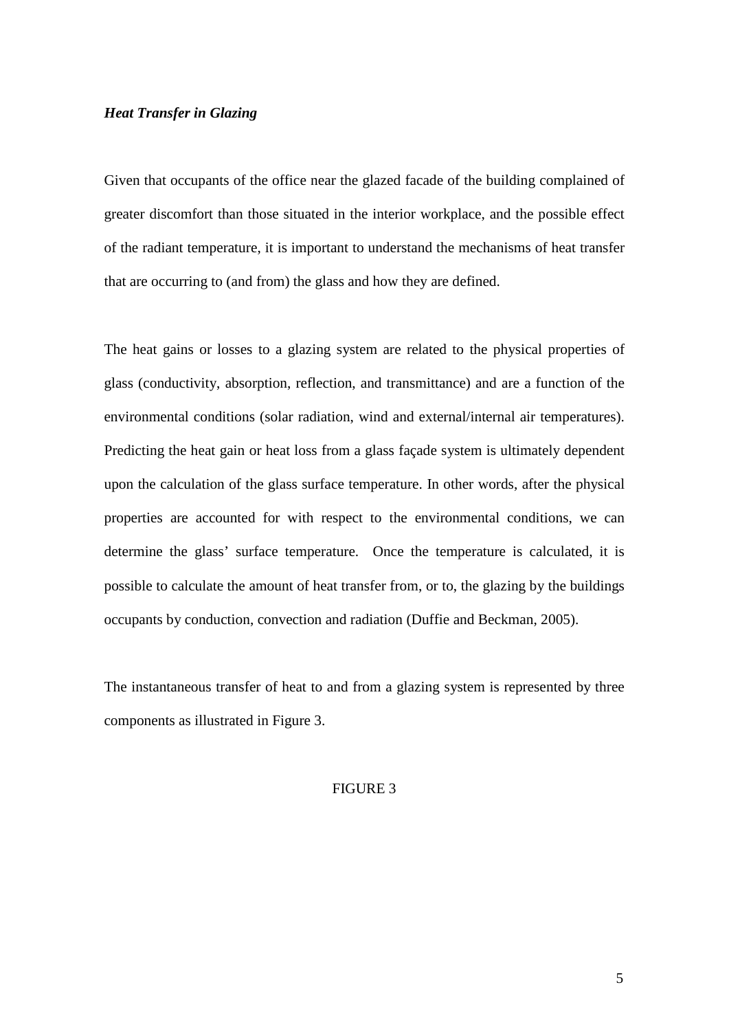***Heat Transfer in Glazing***

Given that occupants of the office near the glazed facade of the building complained of greater discomfort than those situated in the interior workplace, and the possible effect of the radiant temperature, it is important to understand the mechanisms of heat transfer that are occurring to (and from) the glass and how they are defined.

The heat gains or losses to a glazing system are related to the physical properties of glass (conductivity, absorption, reflection, and transmittance) and are a function of the environmental conditions (solar radiation, wind and external/internal air temperatures). Predicting the heat gain or heat loss from a glass façade system is ultimately dependent upon the calculation of the glass surface temperature. In other words, after the physical properties are accounted for with respect to the environmental conditions, we can determine the glass' surface temperature. Once the temperature is calculated, it is possible to calculate the amount of heat transfer from, or to, the glazing by the buildings occupants by conduction, convection and radiation (Duffie and Beckman, 2005).

The instantaneous transfer of heat to and from a glazing system is represented by three components as illustrated in Figure 3.

FIGURE 3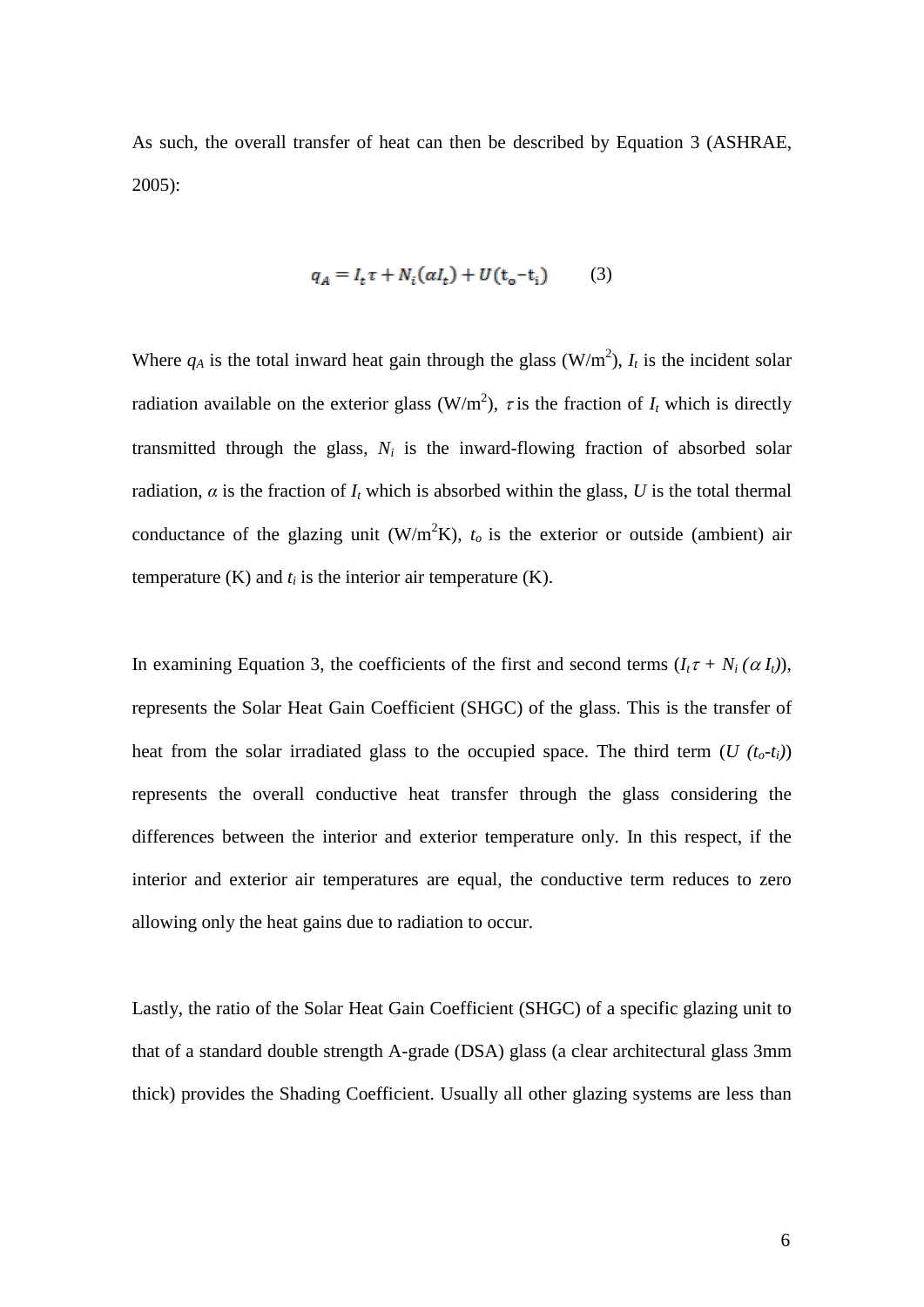As such, the overall transfer of heat can then be described by Equation 3 (ASHRAE, 2005):

$$q_A = I_t \tau + N_i(\alpha I_t) + U(\mathrm{t_o} - \mathrm{t_i}) \qquad (3)$$

Where $q_A$ is the total inward heat gain through the glass (W/m$^2$), $I_t$ is the incident solar radiation available on the exterior glass (W/m$^2$), $\tau$ is the fraction of $I_t$ which is directly transmitted through the glass, $N_i$ is the inward-flowing fraction of absorbed solar radiation, $\alpha$ is the fraction of $I_t$ which is absorbed within the glass, $U$ is the total thermal conductance of the glazing unit (W/m$^2$K), $t_o$ is the exterior or outside (ambient) air temperature (K) and $t_i$ is the interior air temperature (K).

In examining Equation 3, the coefficients of the first and second terms ($I_t \tau + N_i (\alpha I_t)$), represents the Solar Heat Gain Coefficient (SHGC) of the glass. This is the transfer of heat from the solar irradiated glass to the occupied space. The third term ($U (t_o - t_i)$) represents the overall conductive heat transfer through the glass considering the differences between the interior and exterior temperature only. In this respect, if the interior and exterior air temperatures are equal, the conductive term reduces to zero allowing only the heat gains due to radiation to occur.

Lastly, the ratio of the Solar Heat Gain Coefficient (SHGC) of a specific glazing unit to that of a standard double strength A-grade (DSA) glass (a clear architectural glass 3mm thick) provides the Shading Coefficient. Usually all other glazing systems are less than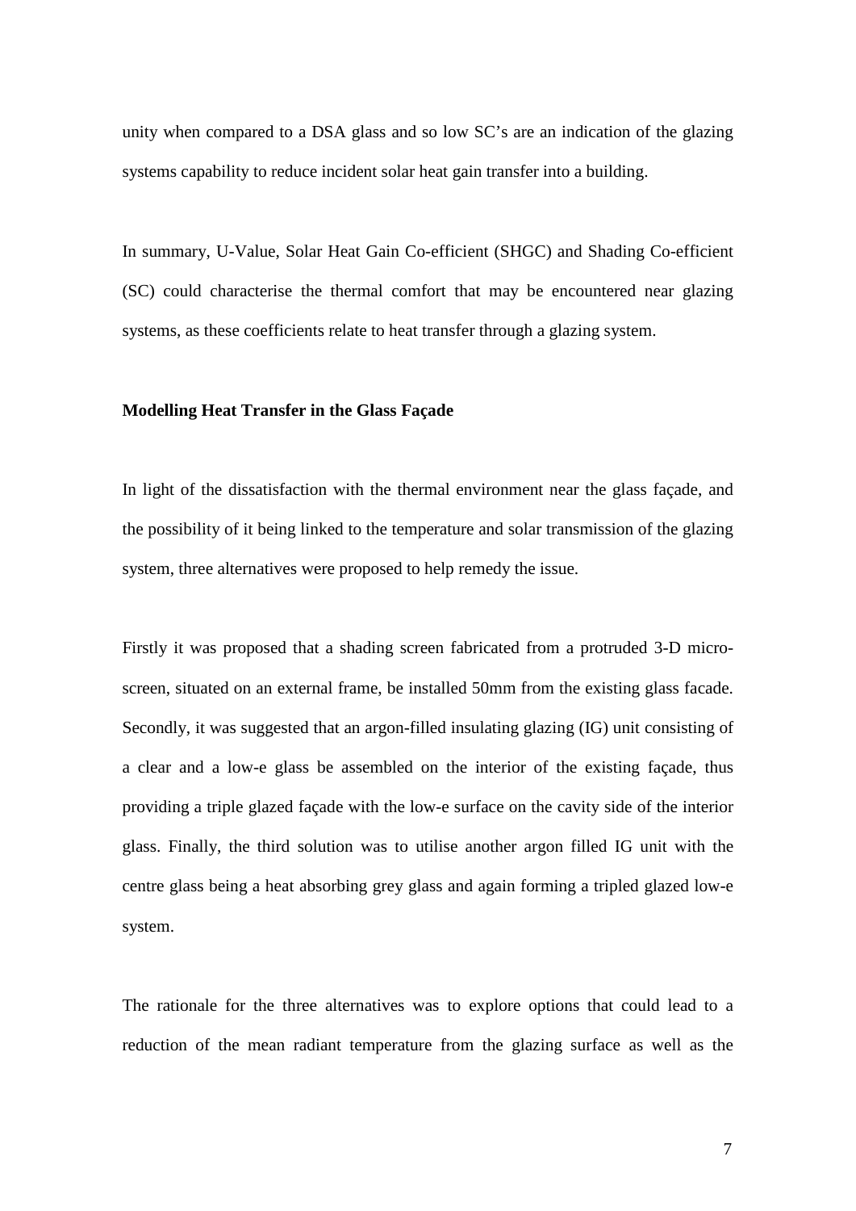unity when compared to a DSA glass and so low SC's are an indication of the glazing systems capability to reduce incident solar heat gain transfer into a building.

In summary, U-Value, Solar Heat Gain Co-efficient (SHGC) and Shading Co-efficient (SC) could characterise the thermal comfort that may be encountered near glazing systems, as these coefficients relate to heat transfer through a glazing system.

**Modelling Heat Transfer in the Glass Façade**

In light of the dissatisfaction with the thermal environment near the glass façade, and the possibility of it being linked to the temperature and solar transmission of the glazing system, three alternatives were proposed to help remedy the issue.

Firstly it was proposed that a shading screen fabricated from a protruded 3-D micro-screen, situated on an external frame, be installed 50mm from the existing glass facade. Secondly, it was suggested that an argon-filled insulating glazing (IG) unit consisting of a clear and a low-e glass be assembled on the interior of the existing façade, thus providing a triple glazed façade with the low-e surface on the cavity side of the interior glass. Finally, the third solution was to utilise another argon filled IG unit with the centre glass being a heat absorbing grey glass and again forming a tripled glazed low-e system.

The rationale for the three alternatives was to explore options that could lead to a reduction of the mean radiant temperature from the glazing surface as well as the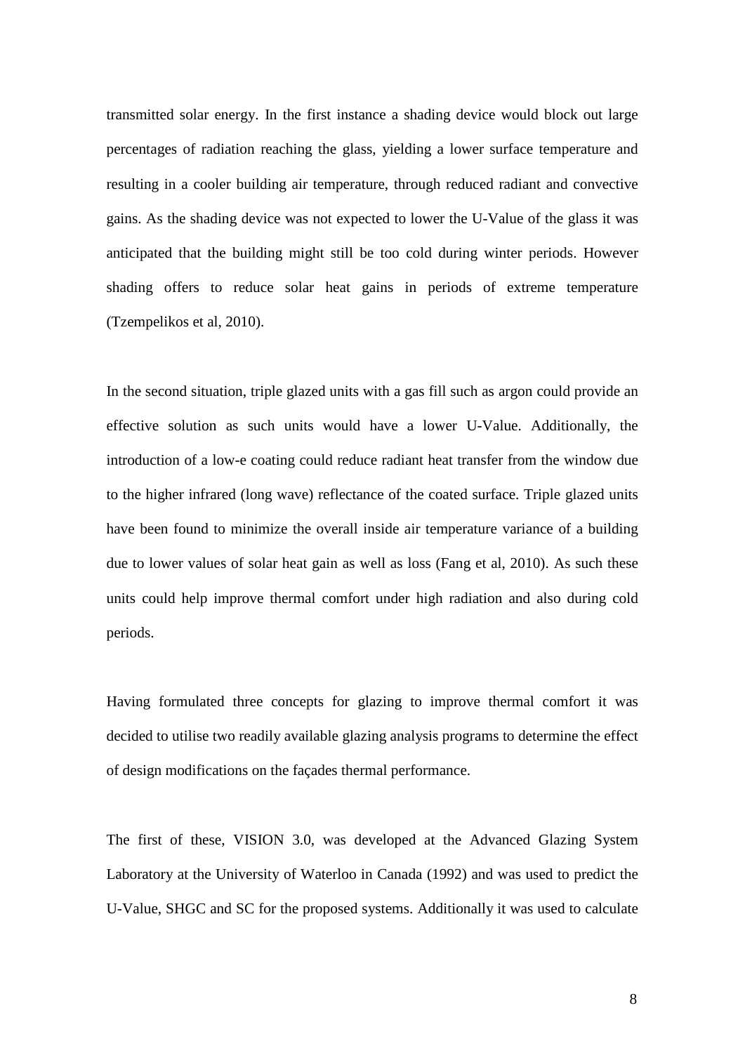transmitted solar energy. In the first instance a shading device would block out large percentages of radiation reaching the glass, yielding a lower surface temperature and resulting in a cooler building air temperature, through reduced radiant and convective gains. As the shading device was not expected to lower the U-Value of the glass it was anticipated that the building might still be too cold during winter periods. However shading offers to reduce solar heat gains in periods of extreme temperature (Tzempelikos et al, 2010).

In the second situation, triple glazed units with a gas fill such as argon could provide an effective solution as such units would have a lower U-Value. Additionally, the introduction of a low-e coating could reduce radiant heat transfer from the window due to the higher infrared (long wave) reflectance of the coated surface. Triple glazed units have been found to minimize the overall inside air temperature variance of a building due to lower values of solar heat gain as well as loss (Fang et al, 2010). As such these units could help improve thermal comfort under high radiation and also during cold periods.

Having formulated three concepts for glazing to improve thermal comfort it was decided to utilise two readily available glazing analysis programs to determine the effect of design modifications on the façades thermal performance.

The first of these, VISION 3.0, was developed at the Advanced Glazing System Laboratory at the University of Waterloo in Canada (1992) and was used to predict the U-Value, SHGC and SC for the proposed systems. Additionally it was used to calculate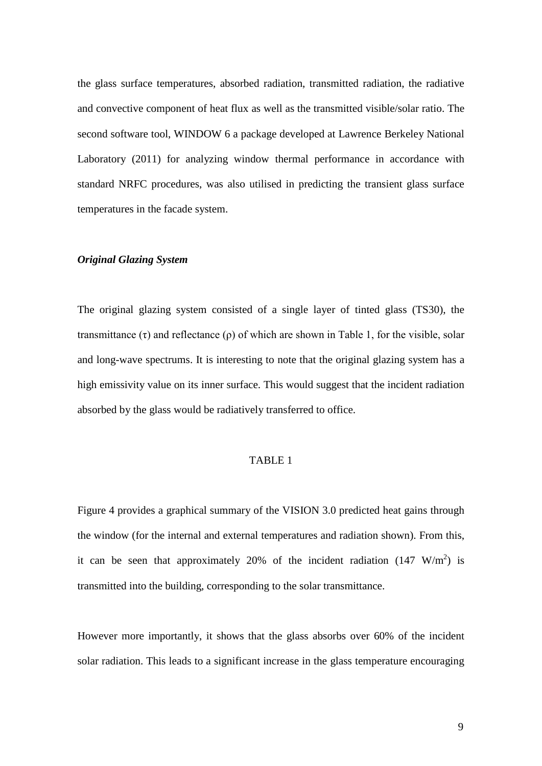the glass surface temperatures, absorbed radiation, transmitted radiation, the radiative and convective component of heat flux as well as the transmitted visible/solar ratio. The second software tool, WINDOW 6 a package developed at Lawrence Berkeley National Laboratory (2011) for analyzing window thermal performance in accordance with standard NRFC procedures, was also utilised in predicting the transient glass surface temperatures in the facade system.

***Original Glazing System***

The original glazing system consisted of a single layer of tinted glass (TS30), the transmittance ($\tau$) and reflectance ($\rho$) of which are shown in Table 1, for the visible, solar and long-wave spectrums. It is interesting to note that the original glazing system has a high emissivity value on its inner surface. This would suggest that the incident radiation absorbed by the glass would be radiatively transferred to office.

TABLE 1

Figure 4 provides a graphical summary of the VISION 3.0 predicted heat gains through the window (for the internal and external temperatures and radiation shown). From this, it can be seen that approximately 20% of the incident radiation (147 W/m$^2$) is transmitted into the building, corresponding to the solar transmittance.

However more importantly, it shows that the glass absorbs over 60% of the incident solar radiation. This leads to a significant increase in the glass temperature encouraging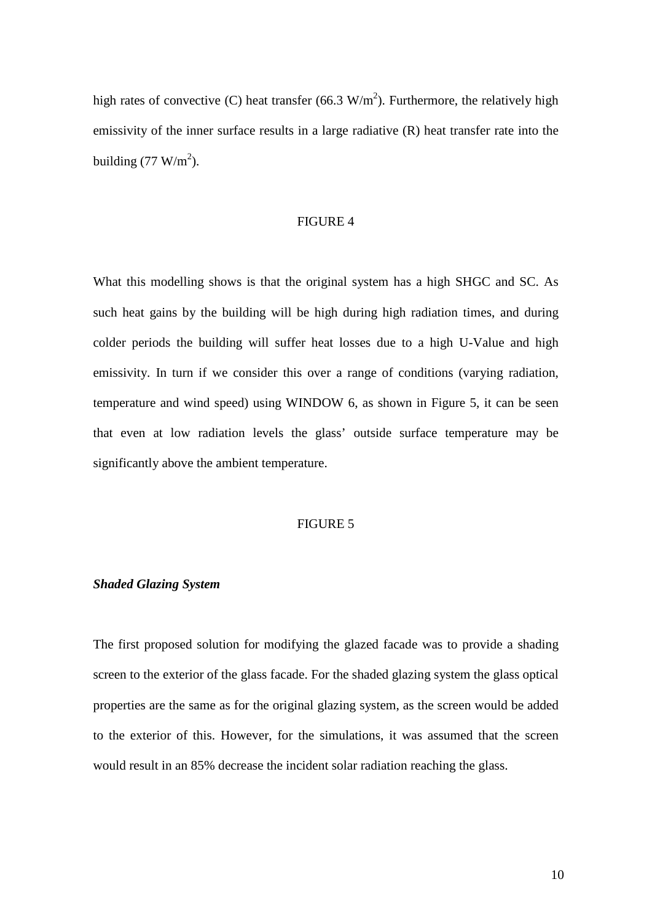high rates of convective (C) heat transfer (66.3 $W/m^2$). Furthermore, the relatively high emissivity of the inner surface results in a large radiative (R) heat transfer rate into the building (77 $W/m^2$).

FIGURE 4

What this modelling shows is that the original system has a high SHGC and SC. As such heat gains by the building will be high during high radiation times, and during colder periods the building will suffer heat losses due to a high U-Value and high emissivity. In turn if we consider this over a range of conditions (varying radiation, temperature and wind speed) using WINDOW 6, as shown in Figure 5, it can be seen that even at low radiation levels the glass' outside surface temperature may be significantly above the ambient temperature.

FIGURE 5

***Shaded Glazing System***

The first proposed solution for modifying the glazed facade was to provide a shading screen to the exterior of the glass facade. For the shaded glazing system the glass optical properties are the same as for the original glazing system, as the screen would be added to the exterior of this. However, for the simulations, it was assumed that the screen would result in an 85% decrease the incident solar radiation reaching the glass.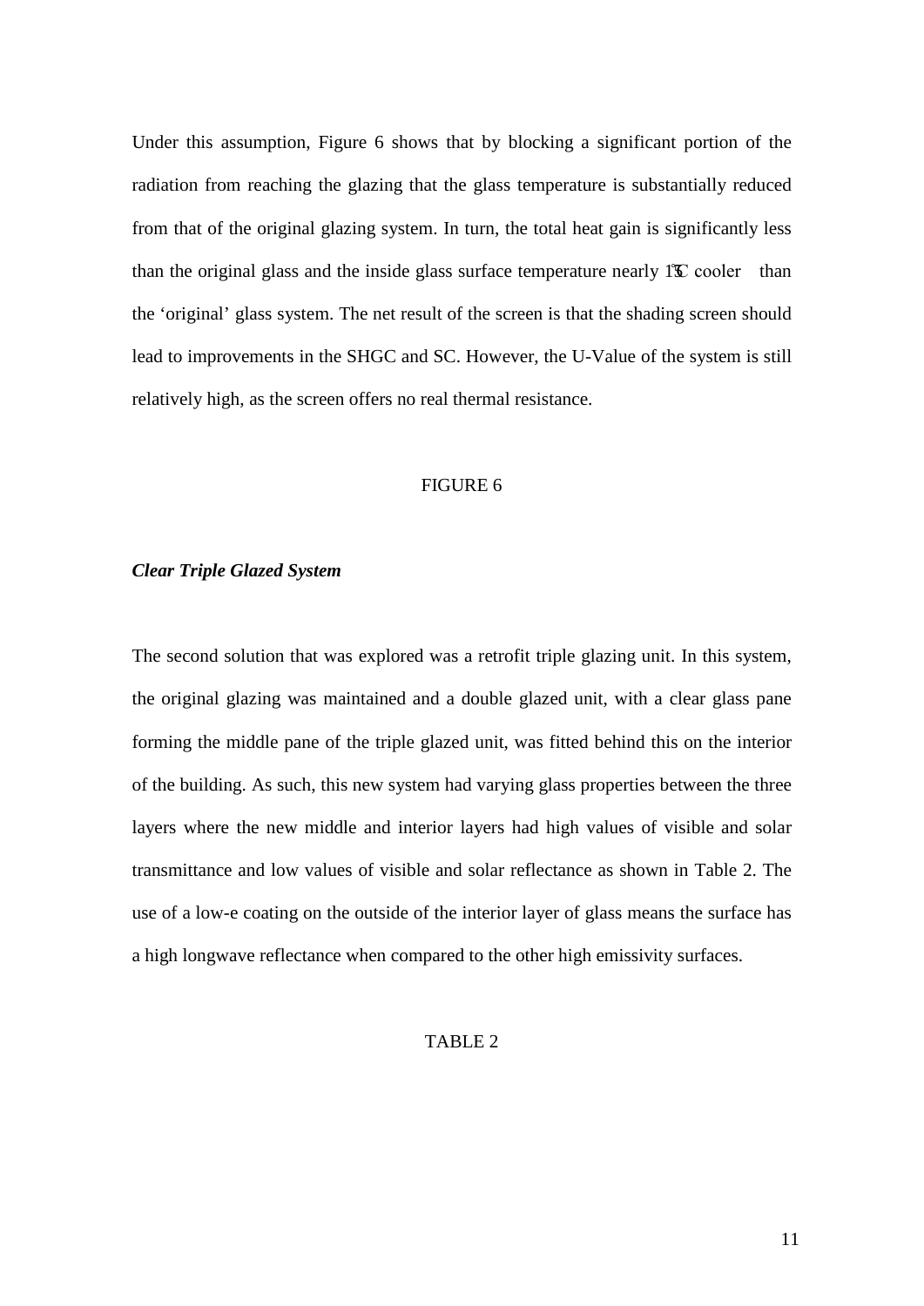Under this assumption, Figure 6 shows that by blocking a significant portion of the radiation from reaching the glazing that the glass temperature is substantially reduced from that of the original glazing system. In turn, the total heat gain is significantly less than the original glass and the inside glass surface temperature nearly 15°C cooler than the 'original' glass system. The net result of the screen is that the shading screen should lead to improvements in the SHGC and SC. However, the U-Value of the system is still relatively high, as the screen offers no real thermal resistance.

FIGURE 6

***Clear Triple Glazed System***

The second solution that was explored was a retrofit triple glazing unit. In this system, the original glazing was maintained and a double glazed unit, with a clear glass pane forming the middle pane of the triple glazed unit, was fitted behind this on the interior of the building. As such, this new system had varying glass properties between the three layers where the new middle and interior layers had high values of visible and solar transmittance and low values of visible and solar reflectance as shown in Table 2. The use of a low-e coating on the outside of the interior layer of glass means the surface has a high longwave reflectance when compared to the other high emissivity surfaces.

TABLE 2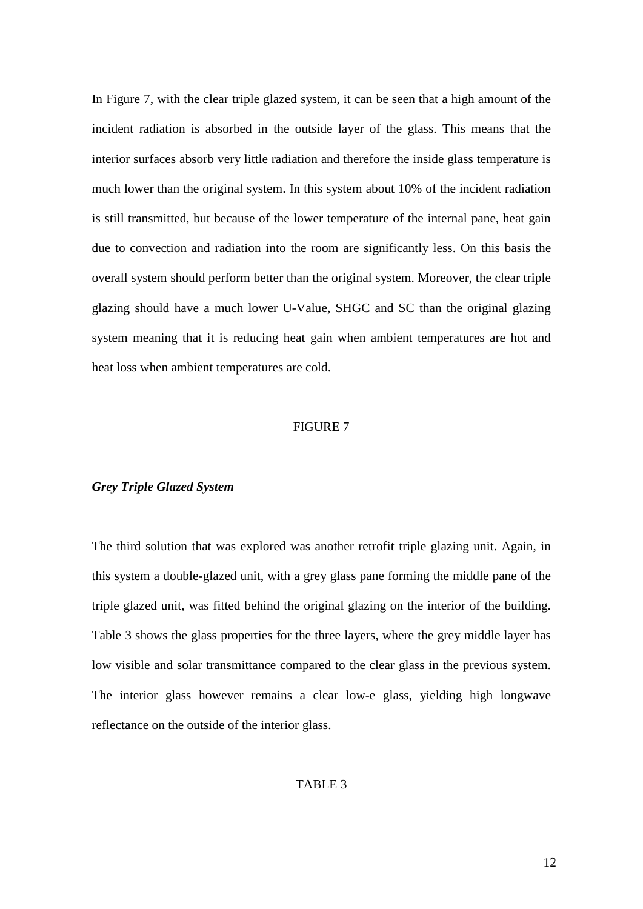In Figure 7, with the clear triple glazed system, it can be seen that a high amount of the incident radiation is absorbed in the outside layer of the glass. This means that the interior surfaces absorb very little radiation and therefore the inside glass temperature is much lower than the original system. In this system about 10% of the incident radiation is still transmitted, but because of the lower temperature of the internal pane, heat gain due to convection and radiation into the room are significantly less. On this basis the overall system should perform better than the original system. Moreover, the clear triple glazing should have a much lower U-Value, SHGC and SC than the original glazing system meaning that it is reducing heat gain when ambient temperatures are hot and heat loss when ambient temperatures are cold.

FIGURE 7

***Grey Triple Glazed System***

The third solution that was explored was another retrofit triple glazing unit. Again, in this system a double-glazed unit, with a grey glass pane forming the middle pane of the triple glazed unit, was fitted behind the original glazing on the interior of the building. Table 3 shows the glass properties for the three layers, where the grey middle layer has low visible and solar transmittance compared to the clear glass in the previous system. The interior glass however remains a clear low-e glass, yielding high longwave reflectance on the outside of the interior glass.

TABLE 3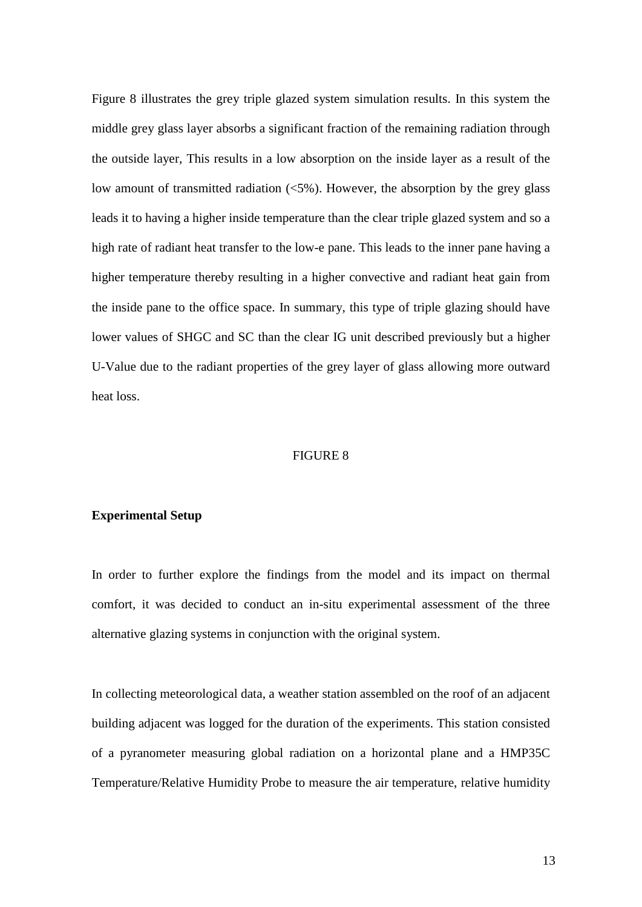Figure 8 illustrates the grey triple glazed system simulation results. In this system the middle grey glass layer absorbs a significant fraction of the remaining radiation through the outside layer, This results in a low absorption on the inside layer as a result of the low amount of transmitted radiation (<5%). However, the absorption by the grey glass leads it to having a higher inside temperature than the clear triple glazed system and so a high rate of radiant heat transfer to the low-e pane. This leads to the inner pane having a higher temperature thereby resulting in a higher convective and radiant heat gain from the inside pane to the office space. In summary, this type of triple glazing should have lower values of SHGC and SC than the clear IG unit described previously but a higher U-Value due to the radiant properties of the grey layer of glass allowing more outward heat loss.

FIGURE 8

**Experimental Setup**

In order to further explore the findings from the model and its impact on thermal comfort, it was decided to conduct an in-situ experimental assessment of the three alternative glazing systems in conjunction with the original system.

In collecting meteorological data, a weather station assembled on the roof of an adjacent building adjacent was logged for the duration of the experiments. This station consisted of a pyranometer measuring global radiation on a horizontal plane and a HMP35C Temperature/Relative Humidity Probe to measure the air temperature, relative humidity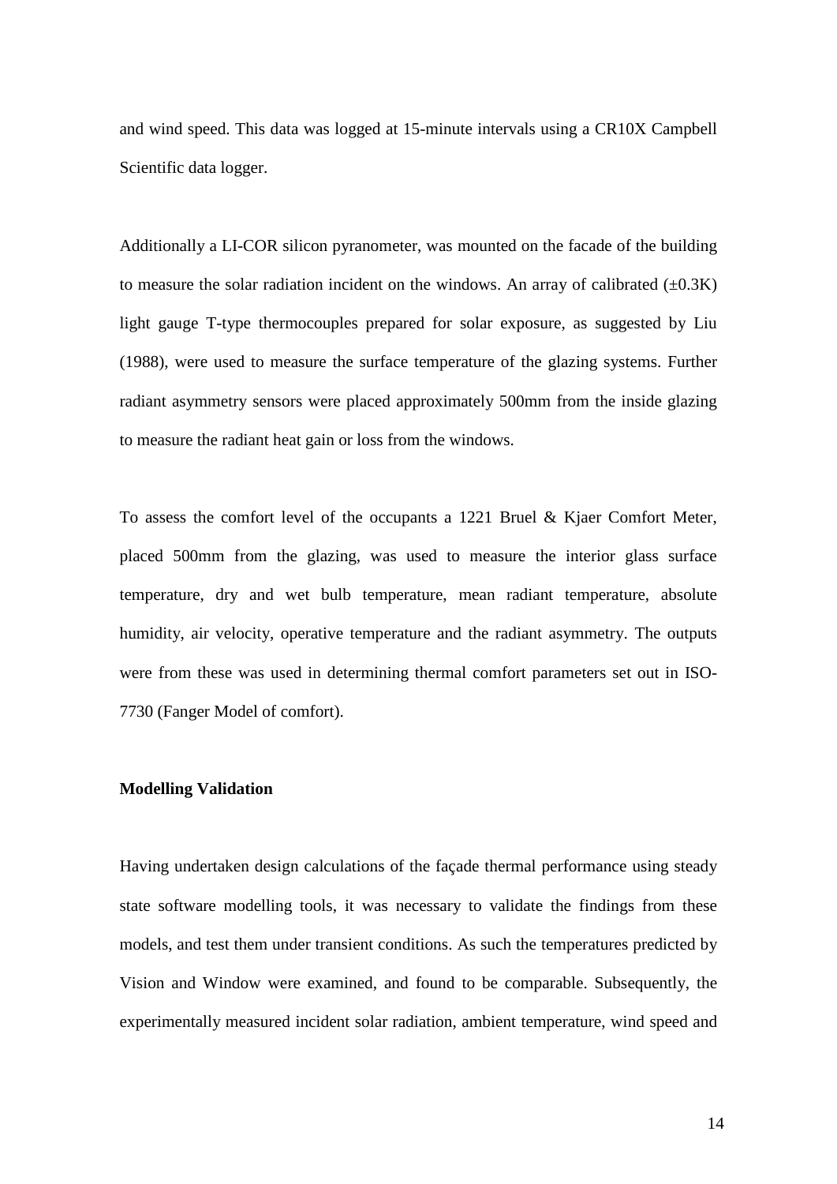and wind speed. This data was logged at 15-minute intervals using a CR10X Campbell Scientific data logger.

Additionally a LI-COR silicon pyranometer, was mounted on the facade of the building to measure the solar radiation incident on the windows. An array of calibrated ($\pm$0.3K) light gauge T-type thermocouples prepared for solar exposure, as suggested by Liu (1988), were used to measure the surface temperature of the glazing systems. Further radiant asymmetry sensors were placed approximately 500mm from the inside glazing to measure the radiant heat gain or loss from the windows.

To assess the comfort level of the occupants a 1221 Bruel & Kjaer Comfort Meter, placed 500mm from the glazing, was used to measure the interior glass surface temperature, dry and wet bulb temperature, mean radiant temperature, absolute humidity, air velocity, operative temperature and the radiant asymmetry. The outputs were from these was used in determining thermal comfort parameters set out in ISO-7730 (Fanger Model of comfort).

**Modelling Validation**

Having undertaken design calculations of the façade thermal performance using steady state software modelling tools, it was necessary to validate the findings from these models, and test them under transient conditions. As such the temperatures predicted by Vision and Window were examined, and found to be comparable. Subsequently, the experimentally measured incident solar radiation, ambient temperature, wind speed and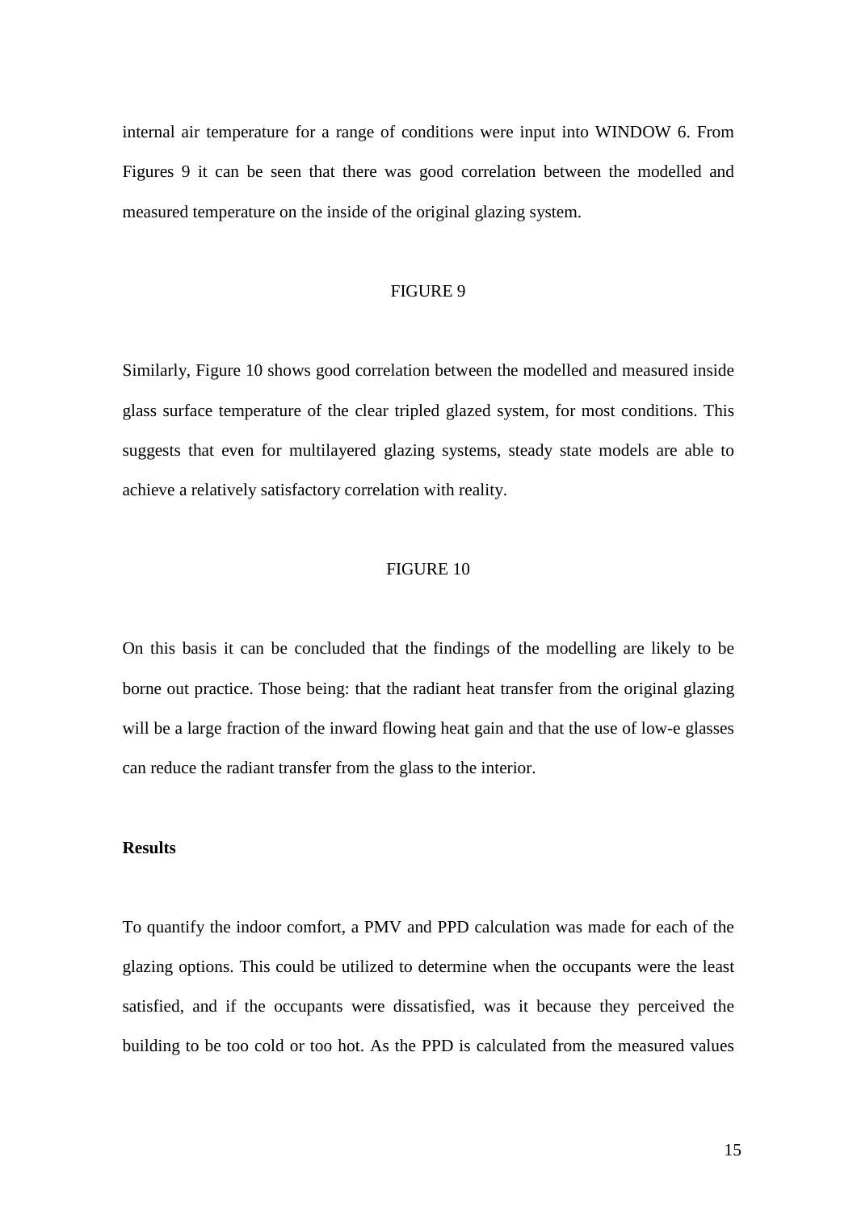internal air temperature for a range of conditions were input into WINDOW 6. From Figures 9 it can be seen that there was good correlation between the modelled and measured temperature on the inside of the original glazing system.

FIGURE 9

Similarly, Figure 10 shows good correlation between the modelled and measured inside glass surface temperature of the clear tripled glazed system, for most conditions. This suggests that even for multilayered glazing systems, steady state models are able to achieve a relatively satisfactory correlation with reality.

FIGURE 10

On this basis it can be concluded that the findings of the modelling are likely to be borne out practice. Those being: that the radiant heat transfer from the original glazing will be a large fraction of the inward flowing heat gain and that the use of low-e glasses can reduce the radiant transfer from the glass to the interior.

**Results**

To quantify the indoor comfort, a PMV and PPD calculation was made for each of the glazing options. This could be utilized to determine when the occupants were the least satisfied, and if the occupants were dissatisfied, was it because they perceived the building to be too cold or too hot. As the PPD is calculated from the measured values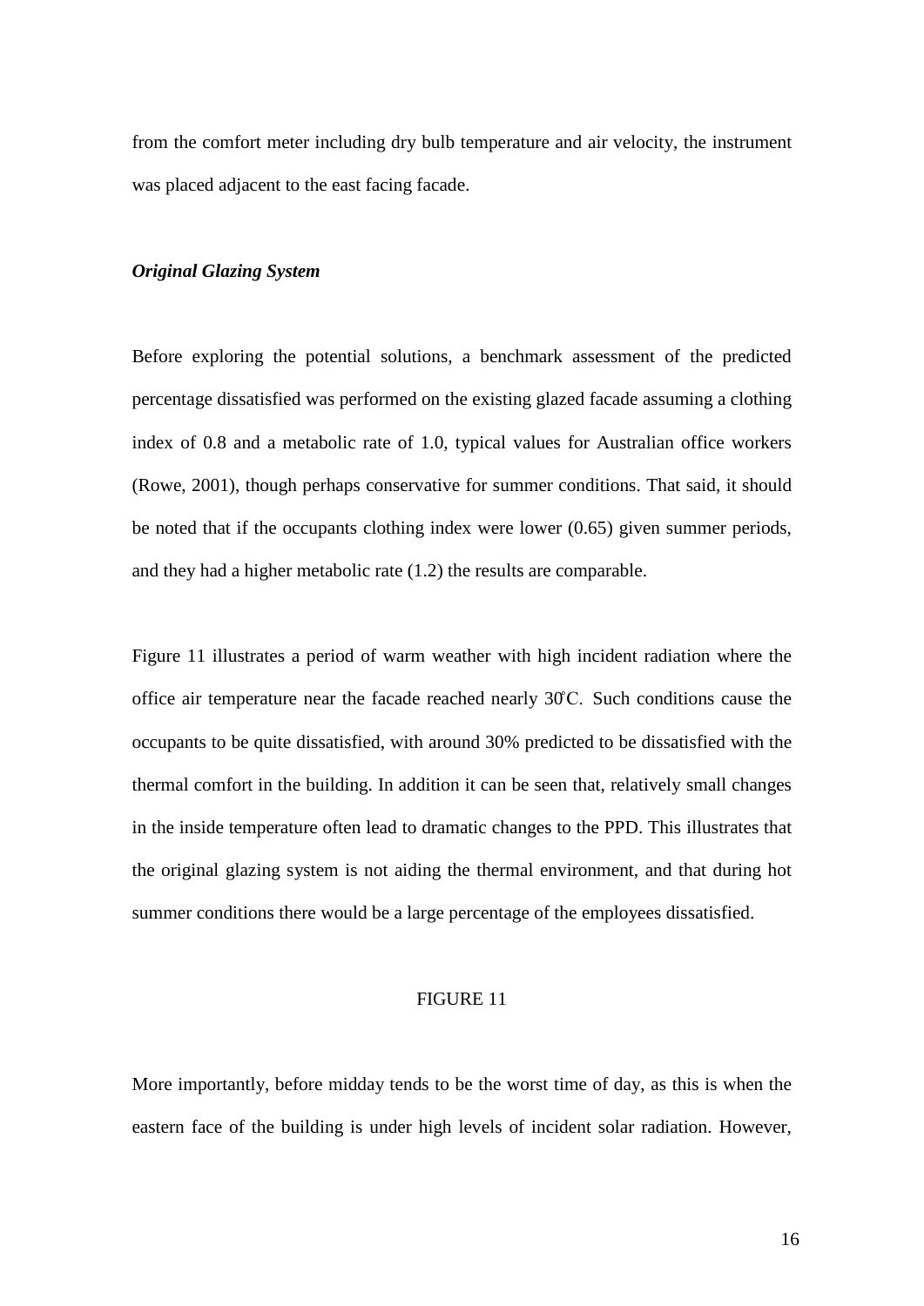from the comfort meter including dry bulb temperature and air velocity, the instrument was placed adjacent to the east facing facade.

***Original Glazing System***

Before exploring the potential solutions, a benchmark assessment of the predicted percentage dissatisfied was performed on the existing glazed facade assuming a clothing index of 0.8 and a metabolic rate of 1.0, typical values for Australian office workers (Rowe, 2001), though perhaps conservative for summer conditions. That said, it should be noted that if the occupants clothing index were lower (0.65) given summer periods, and they had a higher metabolic rate (1.2) the results are comparable.

Figure 11 illustrates a period of warm weather with high incident radiation where the office air temperature near the facade reached nearly 30°C. Such conditions cause the occupants to be quite dissatisfied, with around 30% predicted to be dissatisfied with the thermal comfort in the building. In addition it can be seen that, relatively small changes in the inside temperature often lead to dramatic changes to the PPD. This illustrates that the original glazing system is not aiding the thermal environment, and that during hot summer conditions there would be a large percentage of the employees dissatisfied.

FIGURE 11

More importantly, before midday tends to be the worst time of day, as this is when the eastern face of the building is under high levels of incident solar radiation. However,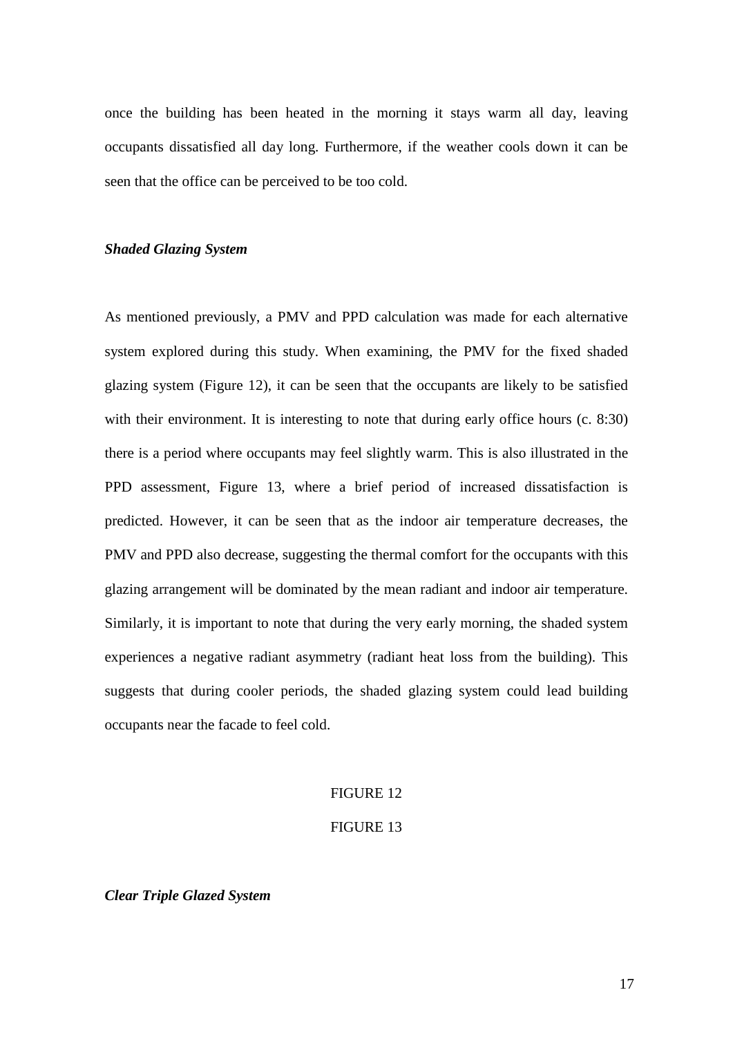once the building has been heated in the morning it stays warm all day, leaving occupants dissatisfied all day long. Furthermore, if the weather cools down it can be seen that the office can be perceived to be too cold.

***Shaded Glazing System***

As mentioned previously, a PMV and PPD calculation was made for each alternative system explored during this study. When examining, the PMV for the fixed shaded glazing system (Figure 12), it can be seen that the occupants are likely to be satisfied with their environment. It is interesting to note that during early office hours (c. 8:30) there is a period where occupants may feel slightly warm. This is also illustrated in the PPD assessment, Figure 13, where a brief period of increased dissatisfaction is predicted. However, it can be seen that as the indoor air temperature decreases, the PMV and PPD also decrease, suggesting the thermal comfort for the occupants with this glazing arrangement will be dominated by the mean radiant and indoor air temperature. Similarly, it is important to note that during the very early morning, the shaded system experiences a negative radiant asymmetry (radiant heat loss from the building). This suggests that during cooler periods, the shaded glazing system could lead building occupants near the facade to feel cold.

FIGURE 12

FIGURE 13

***Clear Triple Glazed System***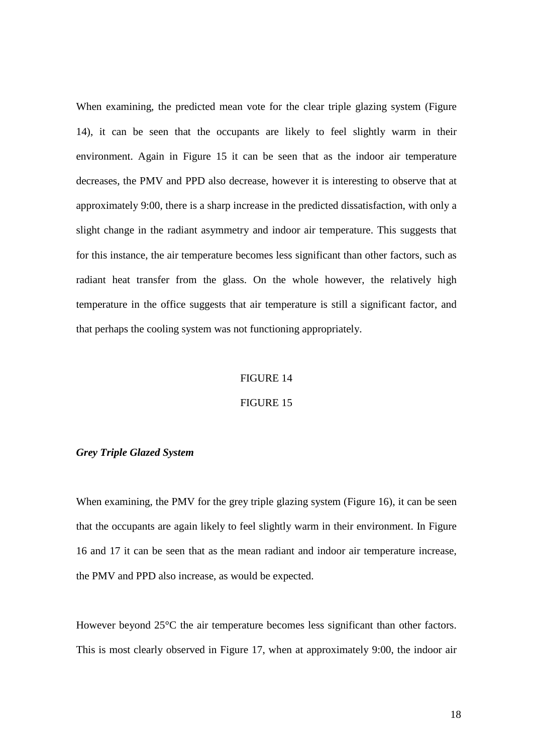When examining, the predicted mean vote for the clear triple glazing system (Figure 14), it can be seen that the occupants are likely to feel slightly warm in their environment. Again in Figure 15 it can be seen that as the indoor air temperature decreases, the PMV and PPD also decrease, however it is interesting to observe that at approximately 9:00, there is a sharp increase in the predicted dissatisfaction, with only a slight change in the radiant asymmetry and indoor air temperature. This suggests that for this instance, the air temperature becomes less significant than other factors, such as radiant heat transfer from the glass. On the whole however, the relatively high temperature in the office suggests that air temperature is still a significant factor, and that perhaps the cooling system was not functioning appropriately.

FIGURE 14

FIGURE 15

***Grey Triple Glazed System***

When examining, the PMV for the grey triple glazing system (Figure 16), it can be seen that the occupants are again likely to feel slightly warm in their environment. In Figure 16 and 17 it can be seen that as the mean radiant and indoor air temperature increase, the PMV and PPD also increase, as would be expected.

However beyond 25°C the air temperature becomes less significant than other factors. This is most clearly observed in Figure 17, when at approximately 9:00, the indoor air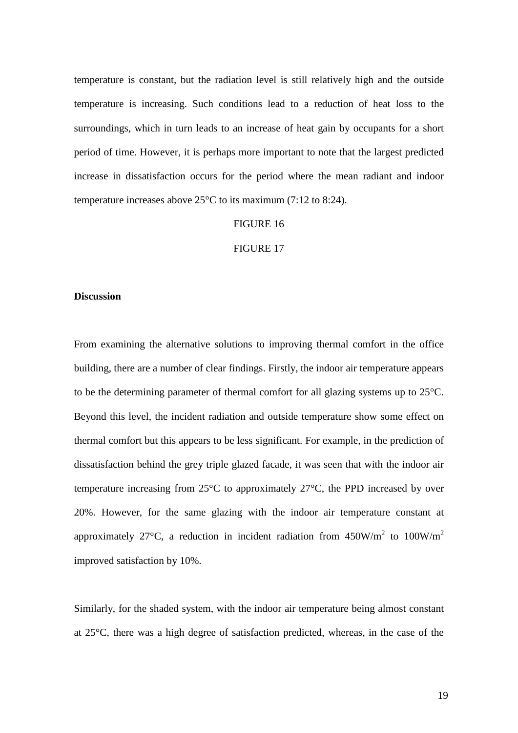temperature is constant, but the radiation level is still relatively high and the outside temperature is increasing. Such conditions lead to a reduction of heat loss to the surroundings, which in turn leads to an increase of heat gain by occupants for a short period of time. However, it is perhaps more important to note that the largest predicted increase in dissatisfaction occurs for the period where the mean radiant and indoor temperature increases above 25°C to its maximum (7:12 to 8:24).

FIGURE 16

FIGURE 17

**Discussion**

From examining the alternative solutions to improving thermal comfort in the office building, there are a number of clear findings. Firstly, the indoor air temperature appears to be the determining parameter of thermal comfort for all glazing systems up to 25°C. Beyond this level, the incident radiation and outside temperature show some effect on thermal comfort but this appears to be less significant. For example, in the prediction of dissatisfaction behind the grey triple glazed facade, it was seen that with the indoor air temperature increasing from 25°C to approximately 27°C, the PPD increased by over 20%. However, for the same glazing with the indoor air temperature constant at approximately 27°C, a reduction in incident radiation from 450W/m$^2$ to 100W/m$^2$ improved satisfaction by 10%.

Similarly, for the shaded system, with the indoor air temperature being almost constant at 25°C, there was a high degree of satisfaction predicted, whereas, in the case of the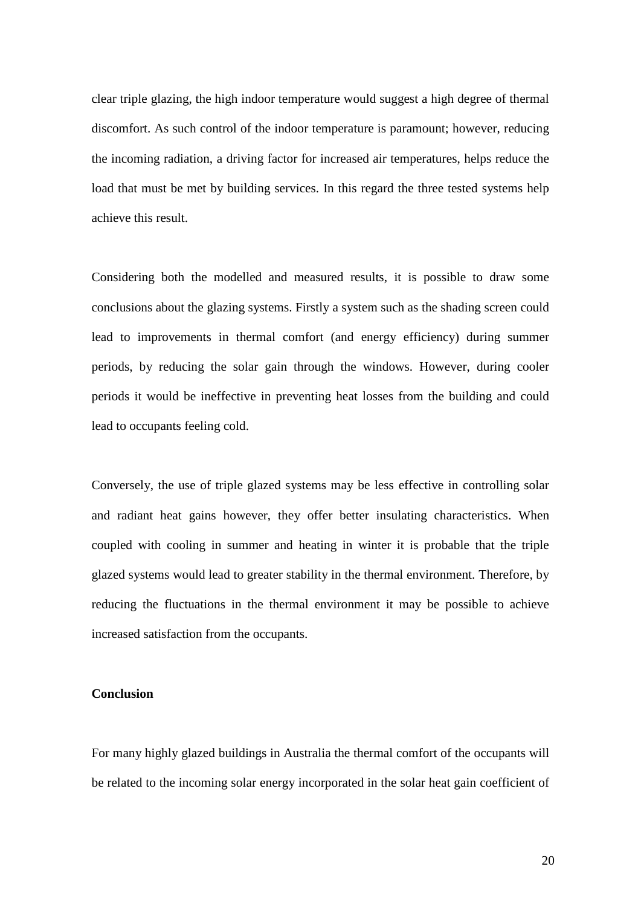clear triple glazing, the high indoor temperature would suggest a high degree of thermal discomfort. As such control of the indoor temperature is paramount; however, reducing the incoming radiation, a driving factor for increased air temperatures, helps reduce the load that must be met by building services. In this regard the three tested systems help achieve this result.

Considering both the modelled and measured results, it is possible to draw some conclusions about the glazing systems. Firstly a system such as the shading screen could lead to improvements in thermal comfort (and energy efficiency) during summer periods, by reducing the solar gain through the windows. However, during cooler periods it would be ineffective in preventing heat losses from the building and could lead to occupants feeling cold.

Conversely, the use of triple glazed systems may be less effective in controlling solar and radiant heat gains however, they offer better insulating characteristics. When coupled with cooling in summer and heating in winter it is probable that the triple glazed systems would lead to greater stability in the thermal environment. Therefore, by reducing the fluctuations in the thermal environment it may be possible to achieve increased satisfaction from the occupants.

**Conclusion**

For many highly glazed buildings in Australia the thermal comfort of the occupants will be related to the incoming solar energy incorporated in the solar heat gain coefficient of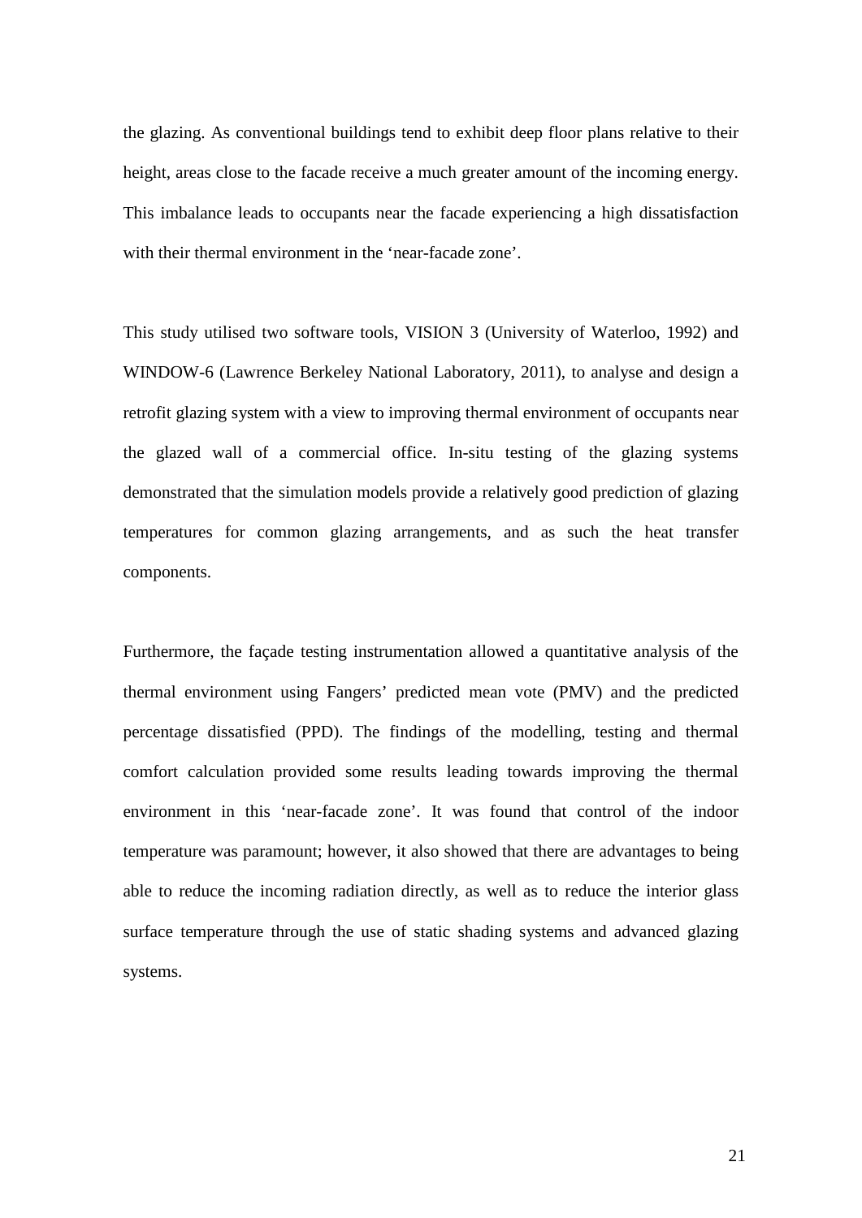the glazing. As conventional buildings tend to exhibit deep floor plans relative to their height, areas close to the facade receive a much greater amount of the incoming energy. This imbalance leads to occupants near the facade experiencing a high dissatisfaction with their thermal environment in the 'near-facade zone'.

This study utilised two software tools, VISION 3 (University of Waterloo, 1992) and WINDOW-6 (Lawrence Berkeley National Laboratory, 2011), to analyse and design a retrofit glazing system with a view to improving thermal environment of occupants near the glazed wall of a commercial office. In-situ testing of the glazing systems demonstrated that the simulation models provide a relatively good prediction of glazing temperatures for common glazing arrangements, and as such the heat transfer components.

Furthermore, the façade testing instrumentation allowed a quantitative analysis of the thermal environment using Fangers' predicted mean vote (PMV) and the predicted percentage dissatisfied (PPD). The findings of the modelling, testing and thermal comfort calculation provided some results leading towards improving the thermal environment in this 'near-facade zone'. It was found that control of the indoor temperature was paramount; however, it also showed that there are advantages to being able to reduce the incoming radiation directly, as well as to reduce the interior glass surface temperature through the use of static shading systems and advanced glazing systems.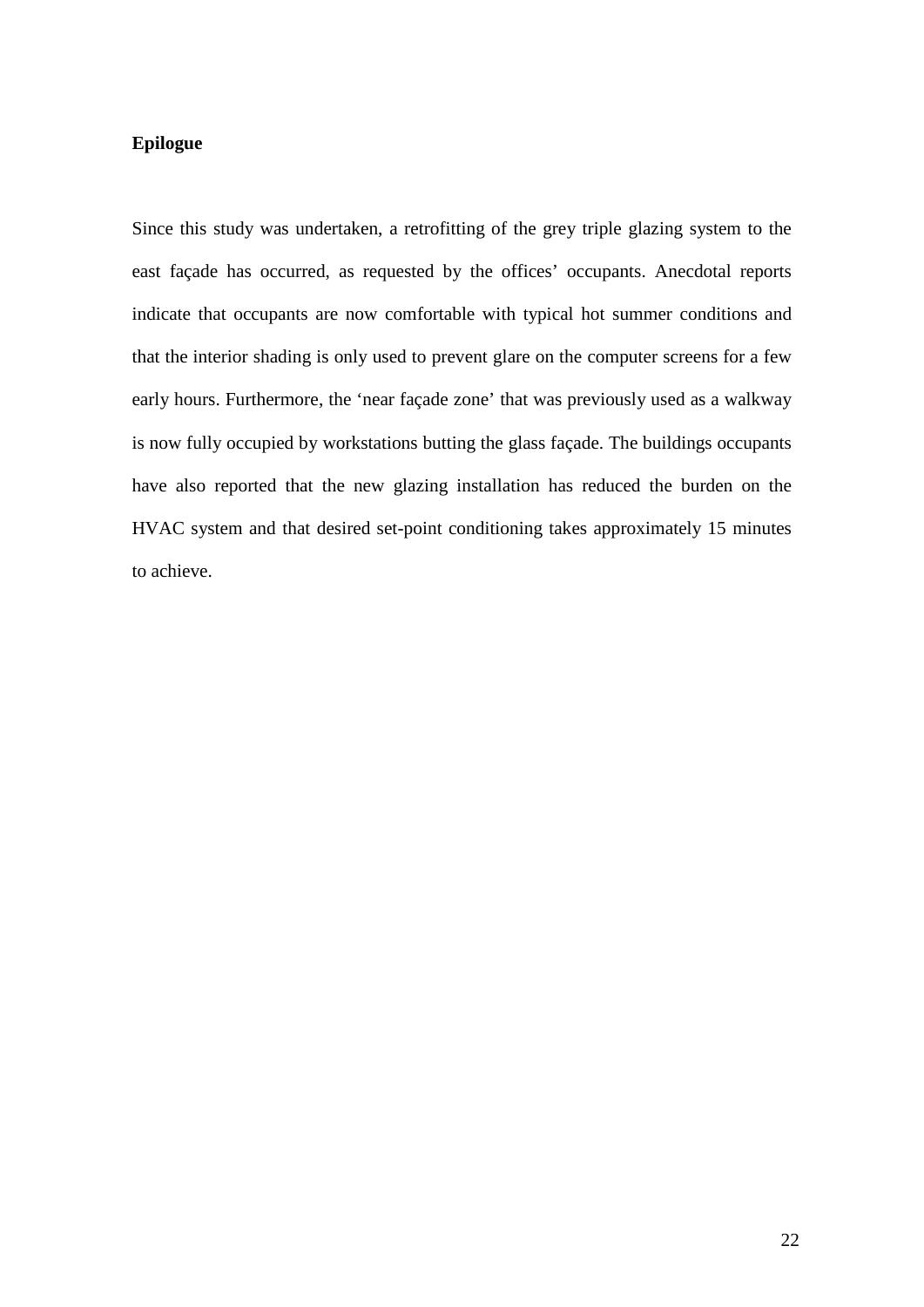**Epilogue**

Since this study was undertaken, a retrofitting of the grey triple glazing system to the east façade has occurred, as requested by the offices' occupants. Anecdotal reports indicate that occupants are now comfortable with typical hot summer conditions and that the interior shading is only used to prevent glare on the computer screens for a few early hours. Furthermore, the 'near façade zone' that was previously used as a walkway is now fully occupied by workstations butting the glass façade. The buildings occupants have also reported that the new glazing installation has reduced the burden on the HVAC system and that desired set-point conditioning takes approximately 15 minutes to achieve.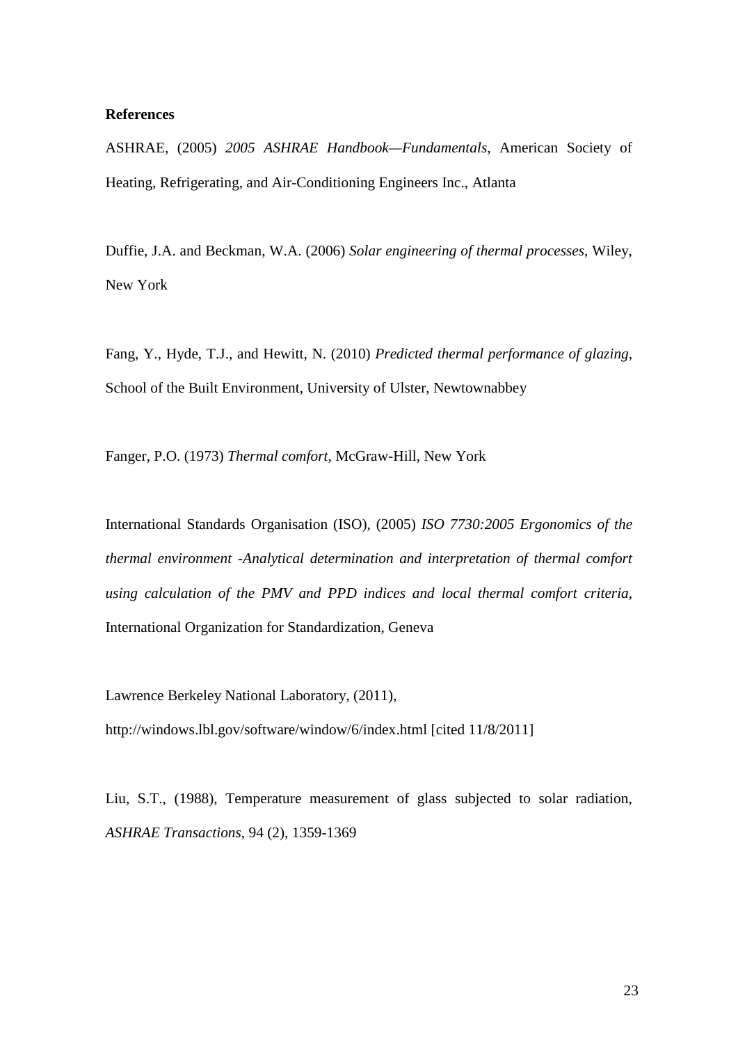**References**

ASHRAE, (2005) *2005 ASHRAE Handbook—Fundamentals*, American Society of Heating, Refrigerating, and Air-Conditioning Engineers Inc., Atlanta

Duffie, J.A. and Beckman, W.A. (2006) *Solar engineering of thermal processes*, Wiley, New York

Fang, Y., Hyde, T.J., and Hewitt, N. (2010) *Predicted thermal performance of glazing*, School of the Built Environment, University of Ulster, Newtownabbey

Fanger, P.O. (1973) *Thermal comfort*, McGraw-Hill, New York

International Standards Organisation (ISO), (2005) *ISO 7730:2005 Ergonomics of the thermal environment -Analytical determination and interpretation of thermal comfort using calculation of the PMV and PPD indices and local thermal comfort criteria*, International Organization for Standardization, Geneva

Lawrence Berkeley National Laboratory, (2011), http://windows.lbl.gov/software/window/6/index.html [cited 11/8/2011]

Liu, S.T., (1988), Temperature measurement of glass subjected to solar radiation, *ASHRAE Transactions*, 94 (2), 1359-1369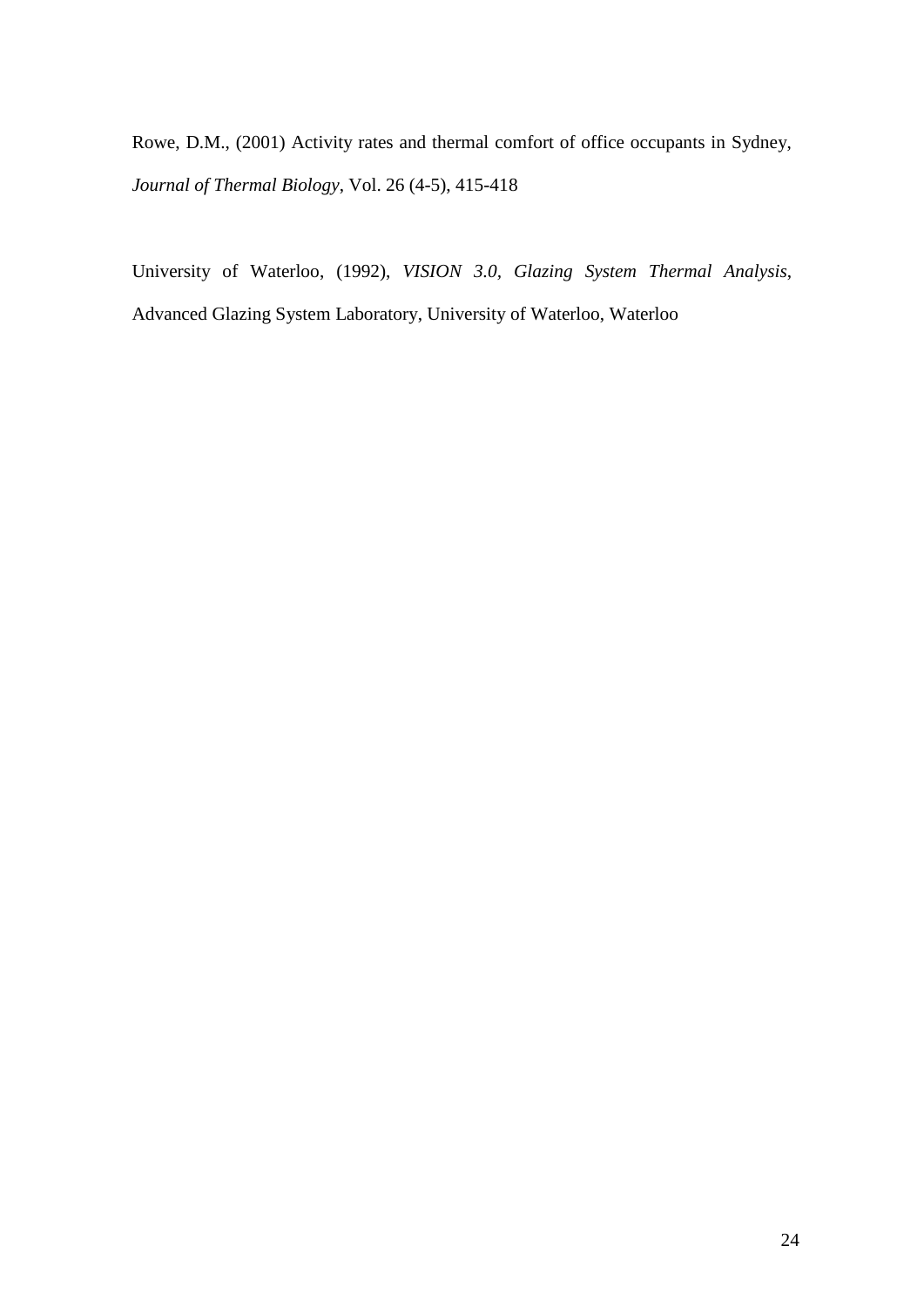Rowe, D.M., (2001) Activity rates and thermal comfort of office occupants in Sydney, *Journal of Thermal Biology*, Vol. 26 (4-5), 415-418

University of Waterloo, (1992), *VISION 3.0, Glazing System Thermal Analysis*, Advanced Glazing System Laboratory, University of Waterloo, Waterloo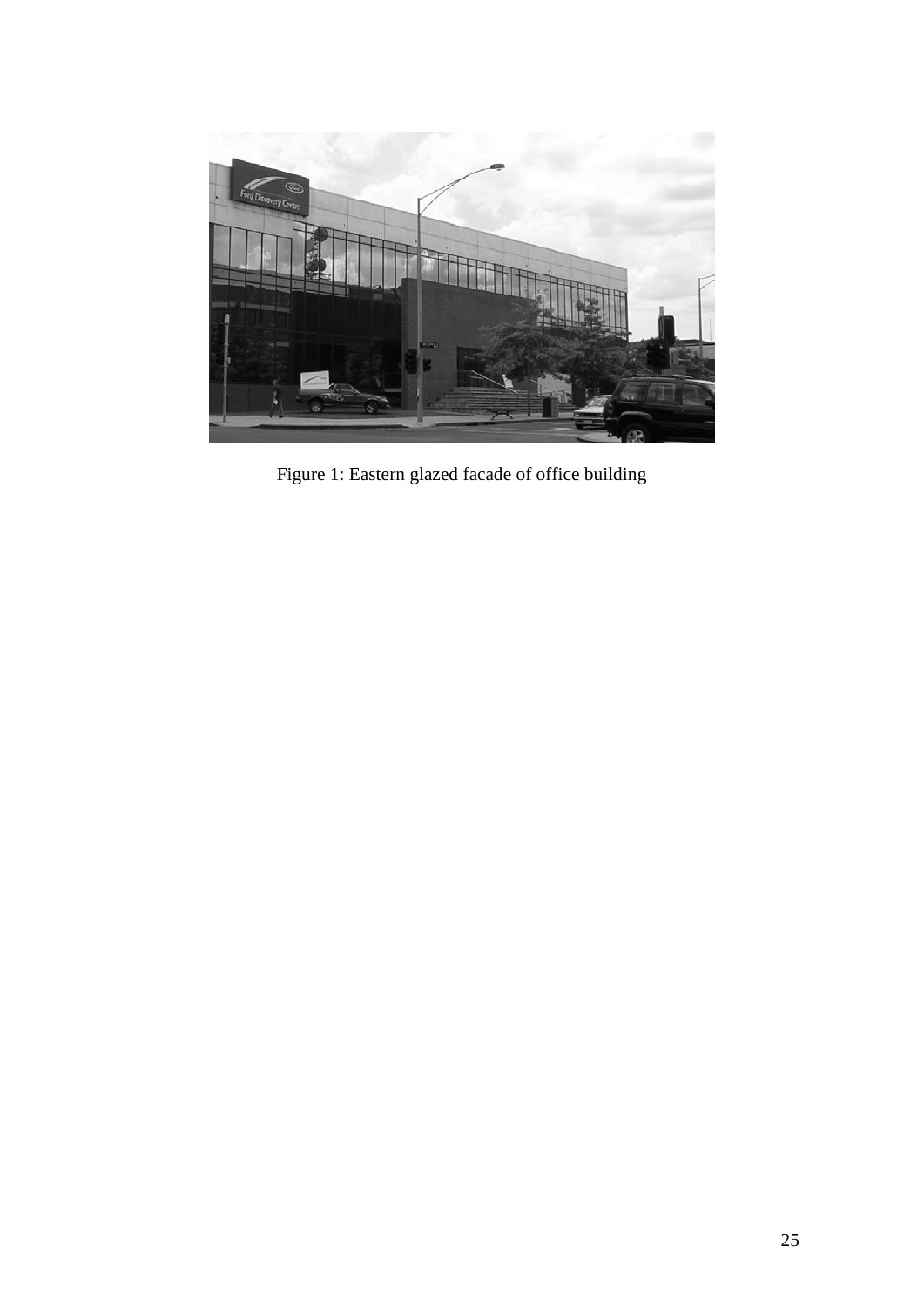Figure 1: Eastern glazed facade of office building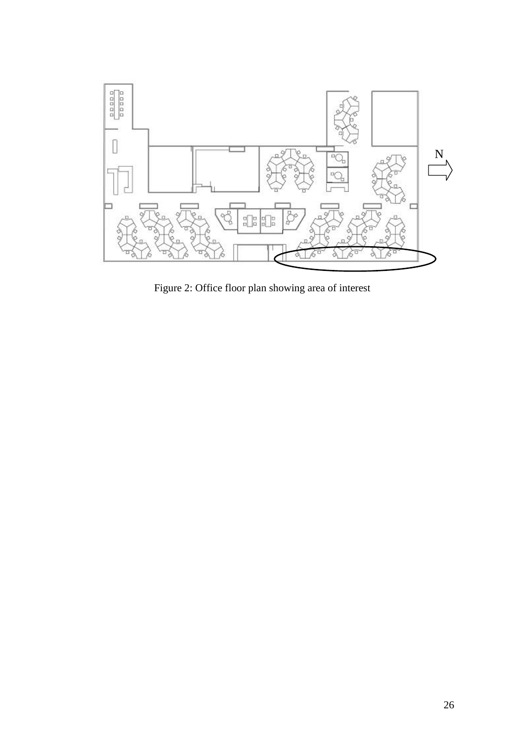Figure 2: Office floor plan showing area of interest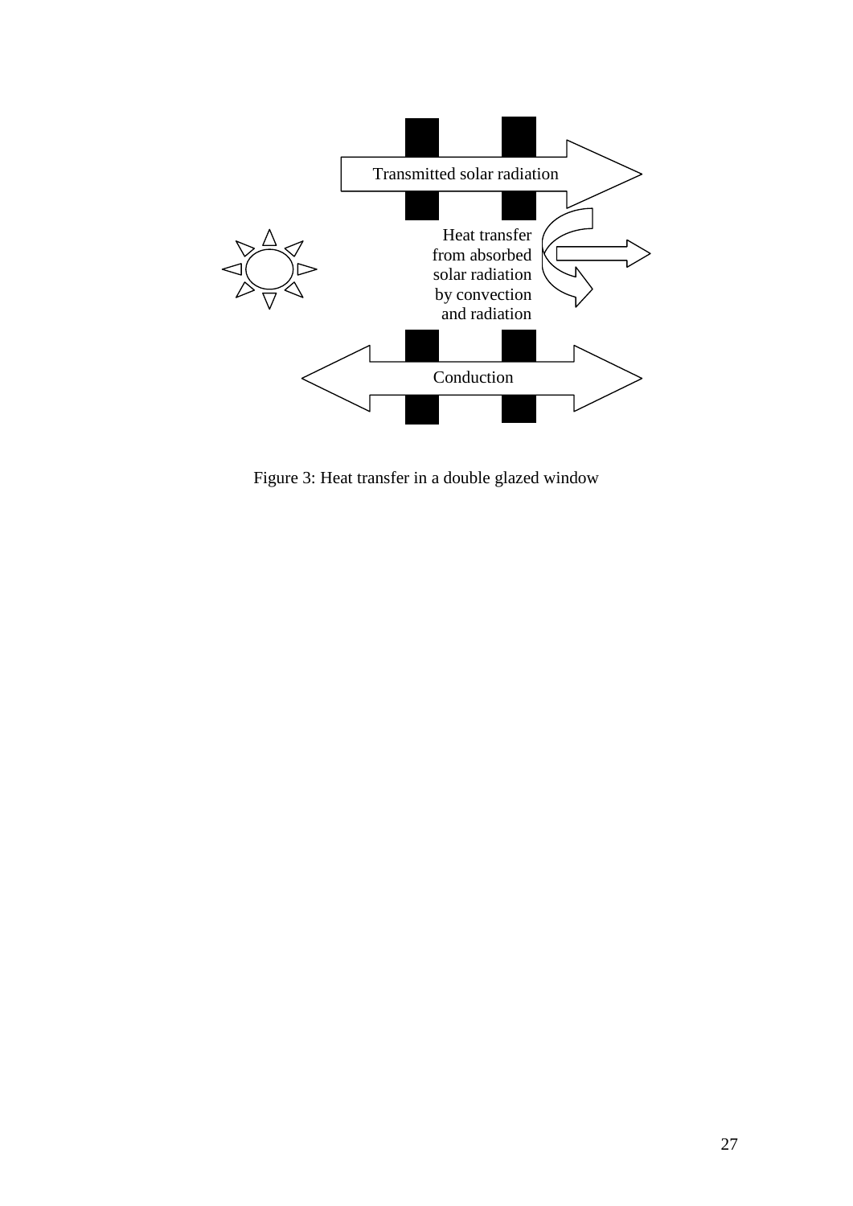Transmitted solar radiation

Heat transfer from absorbed solar radiation by convection and radiation

Conduction

Figure 3: Heat transfer in a double glazed window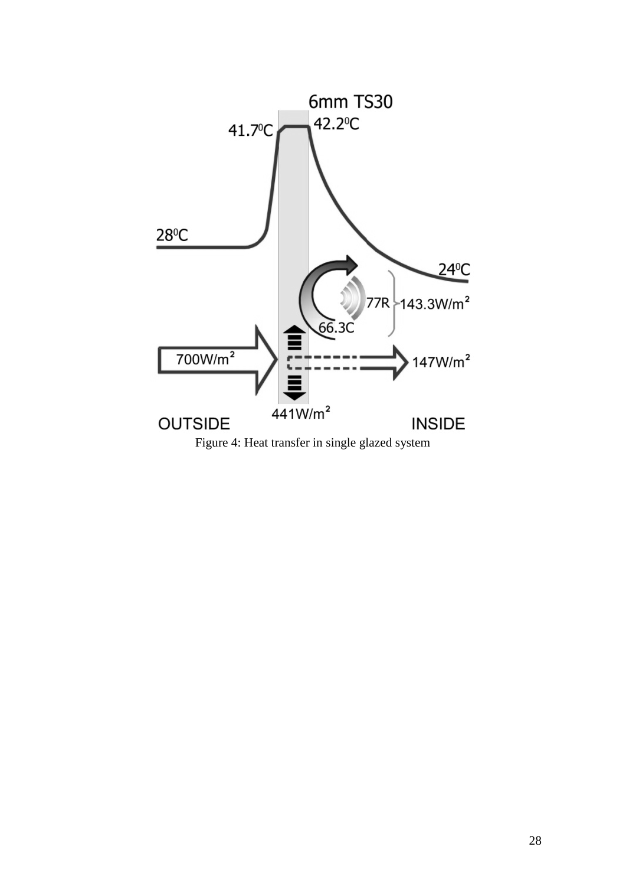6mm TS30

41.7⁰C 42.2⁰C

28⁰C

24⁰C

77R 143.3W/m²

66.3C

700W/m²

147W/m²

441W/m²

OUTSIDE INSIDE

Figure 4: Heat transfer in single glazed system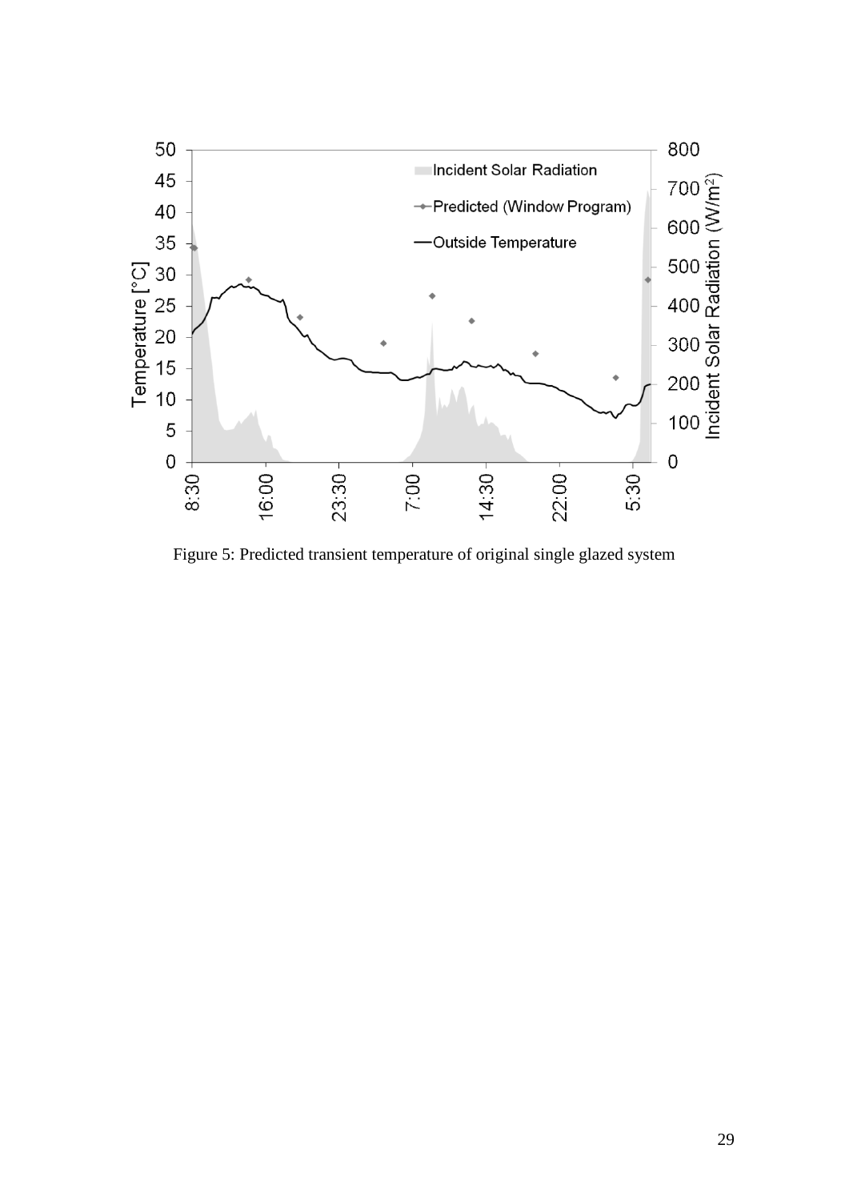Figure 5: Predicted transient temperature of original single glazed system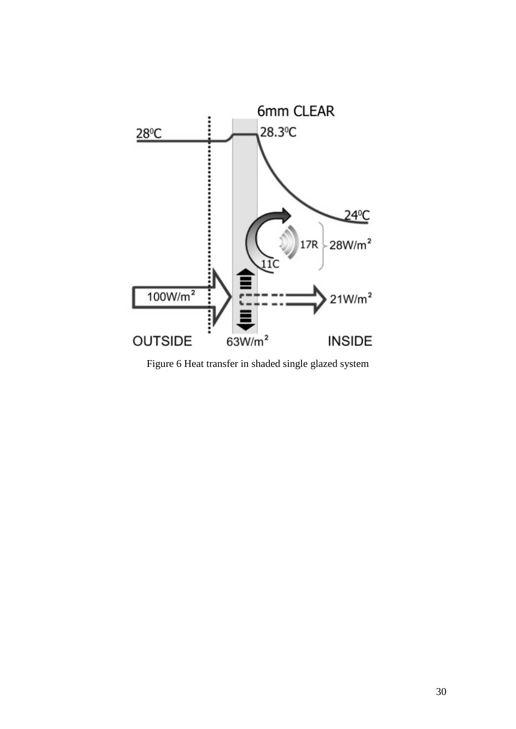Figure 6 Heat transfer in shaded single glazed system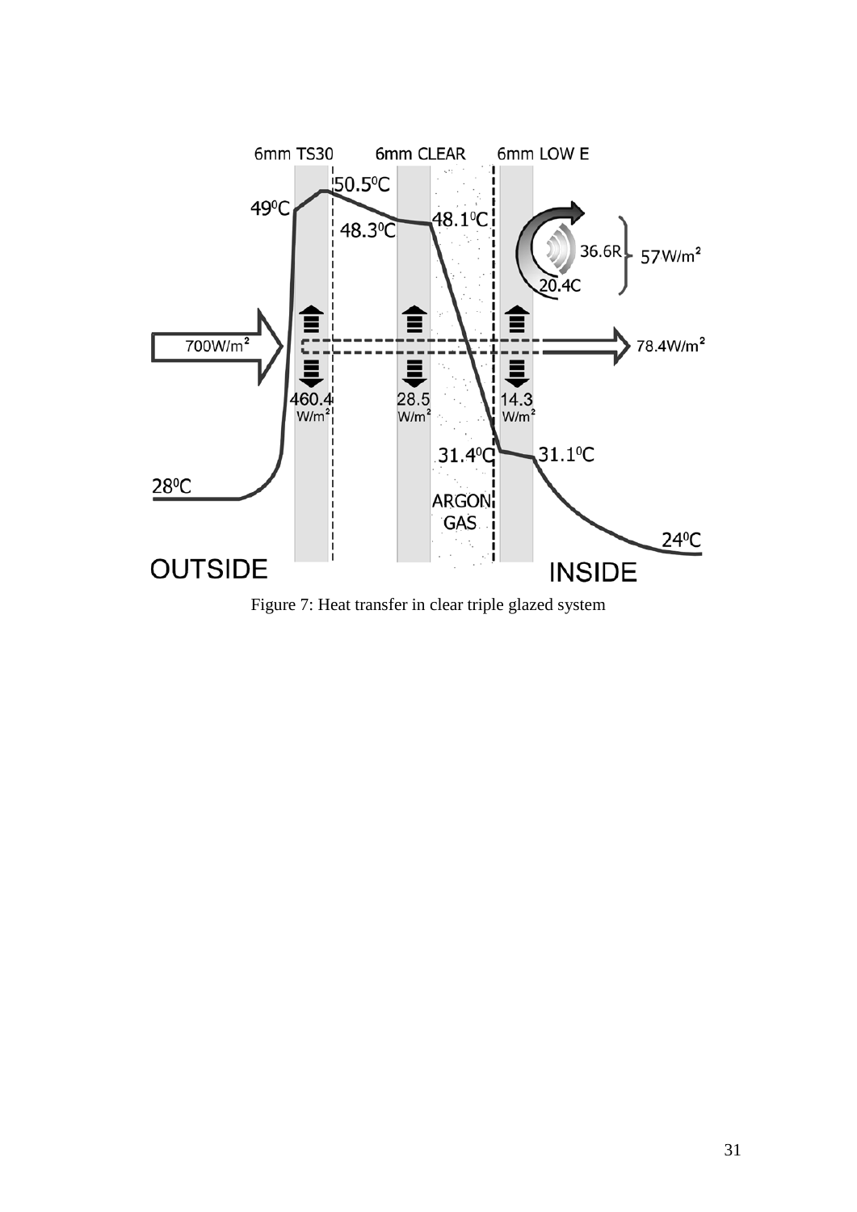Figure 7: Heat transfer in clear triple glazed system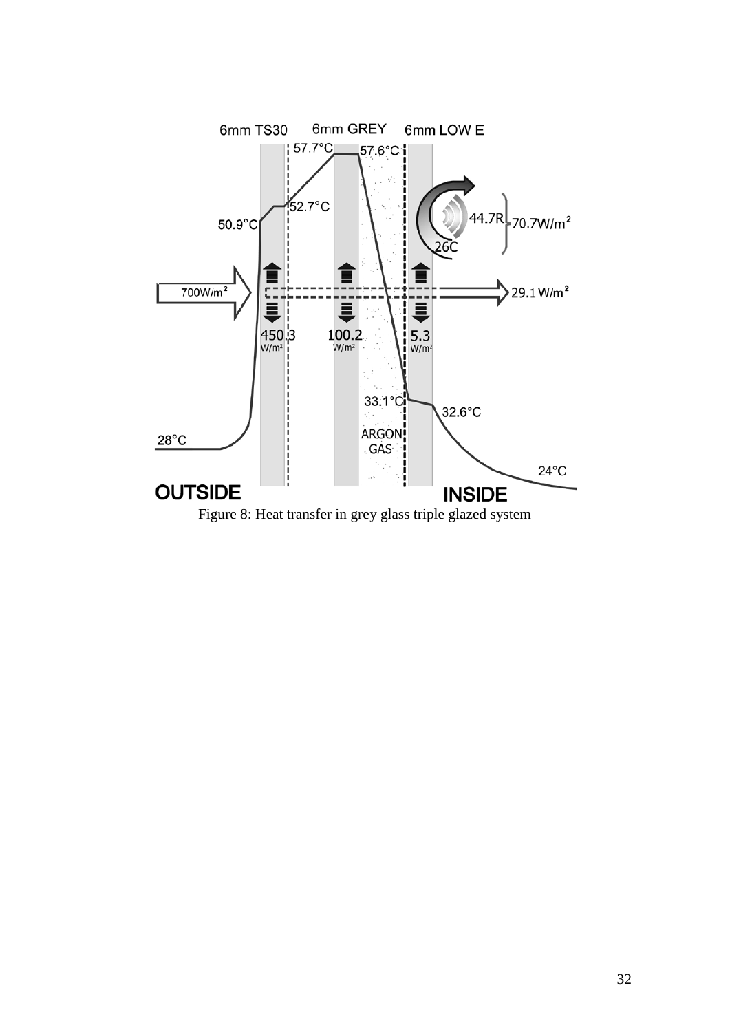Figure 8: Heat transfer in grey glass triple glazed system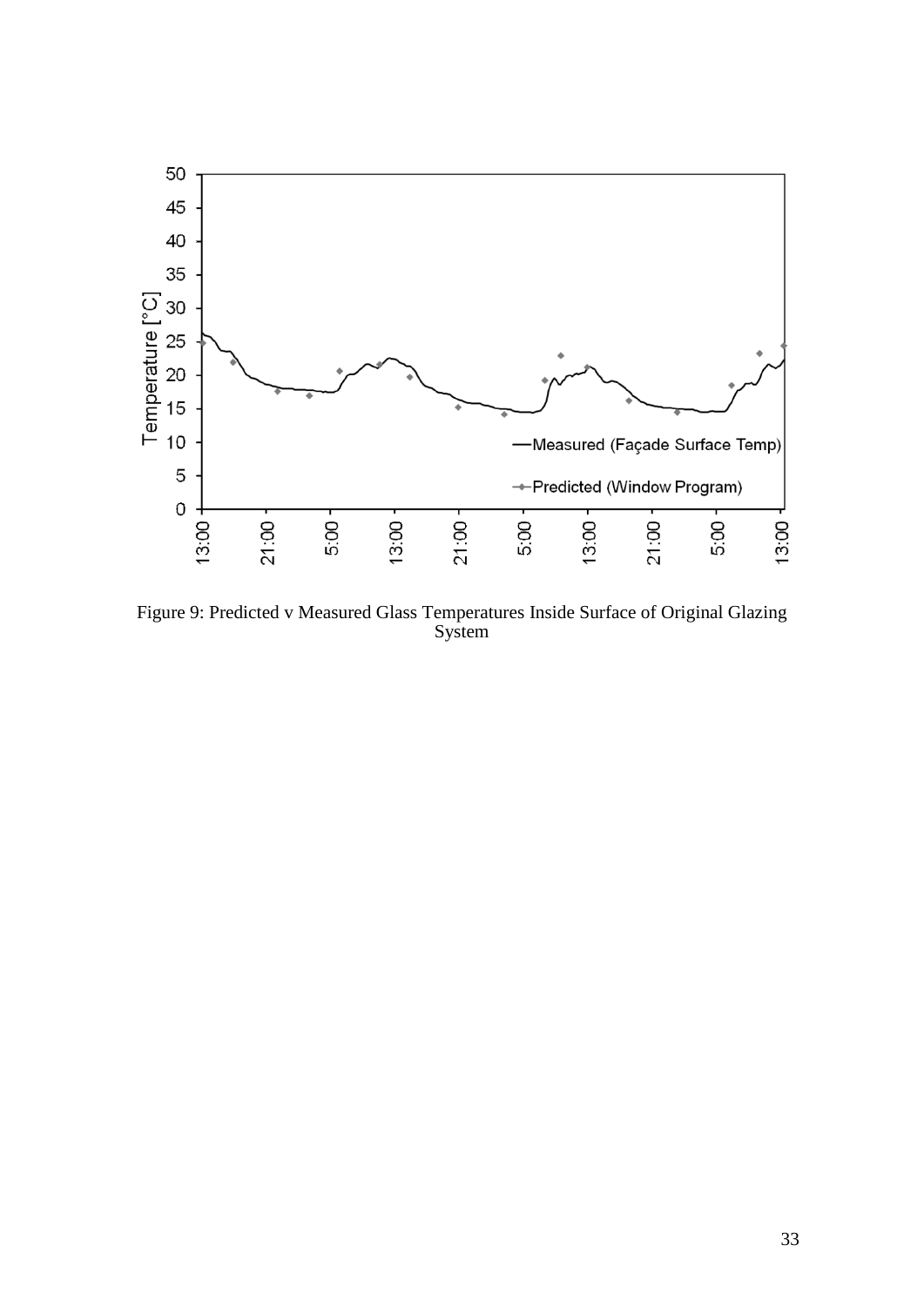Figure 9: Predicted v Measured Glass Temperatures Inside Surface of Original Glazing System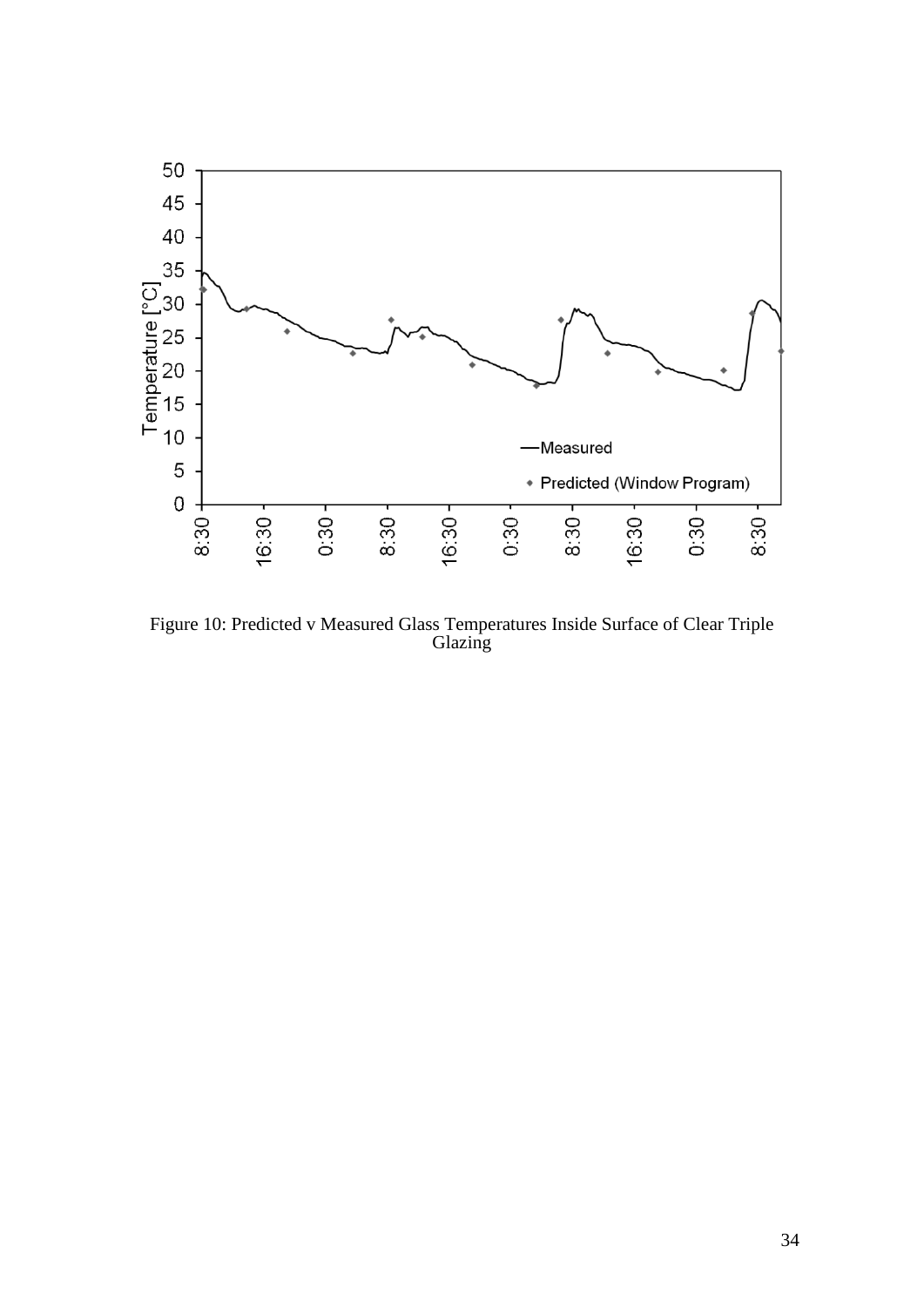Figure 10: Predicted v Measured Glass Temperatures Inside Surface of Clear Triple Glazing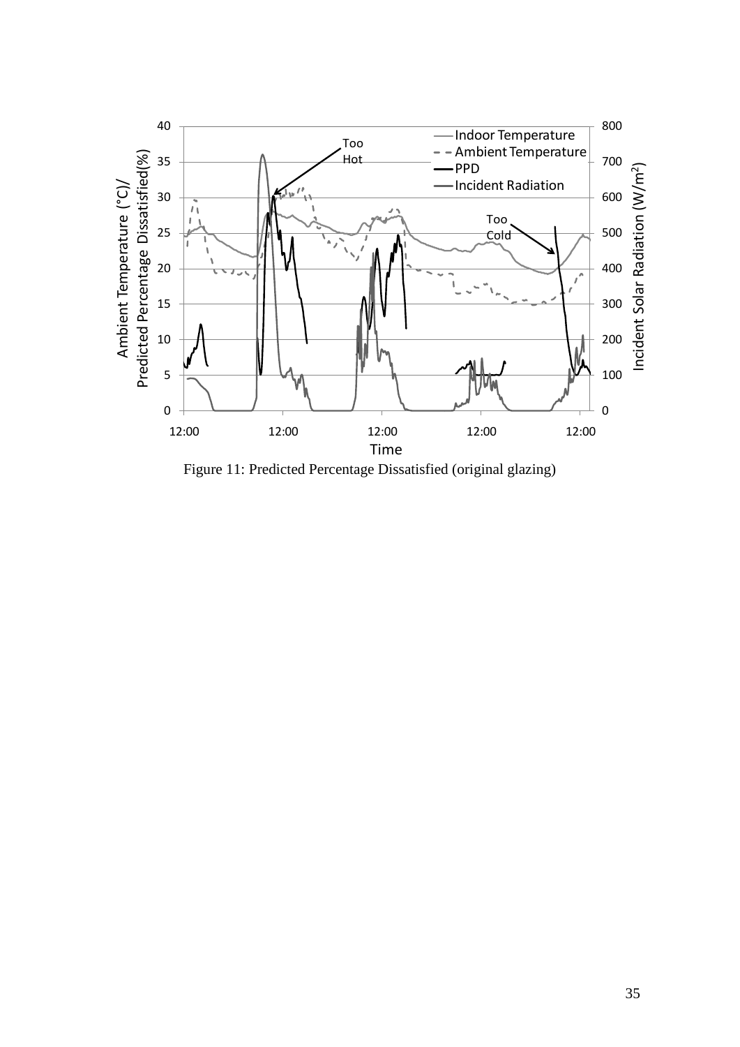Figure 11: Predicted Percentage Dissatisfied (original glazing)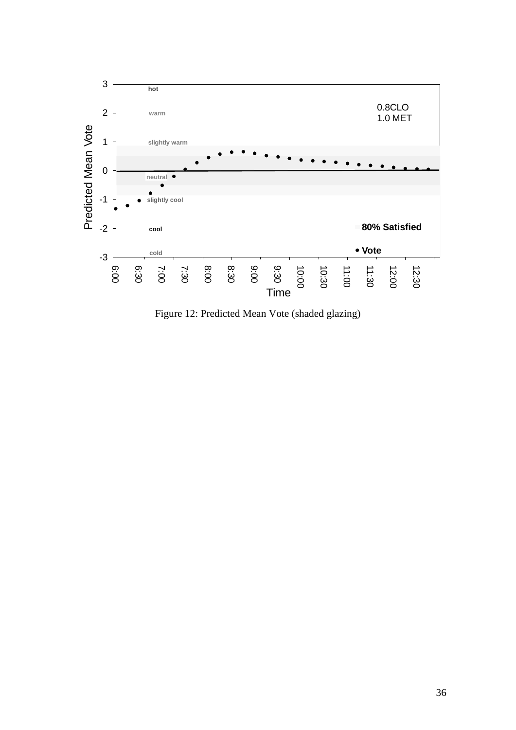Figure 12: Predicted Mean Vote (shaded glazing)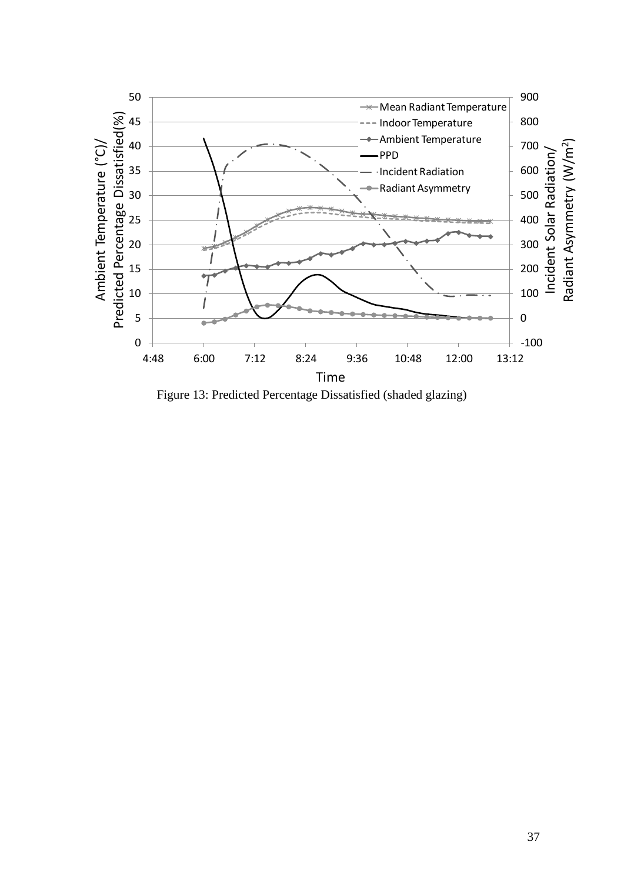Figure 13: Predicted Percentage Dissatisfied (shaded glazing)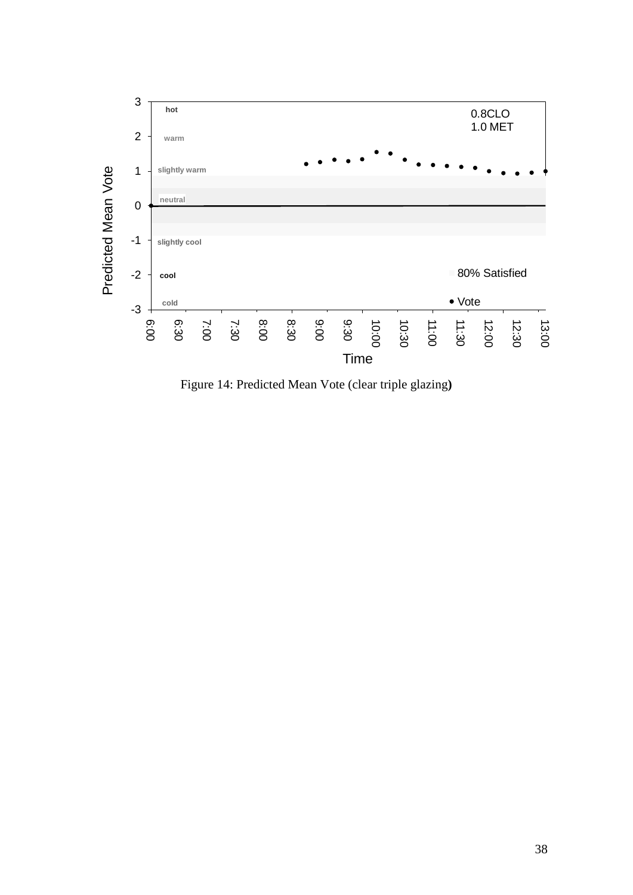Figure 14: Predicted Mean Vote (clear triple glazing)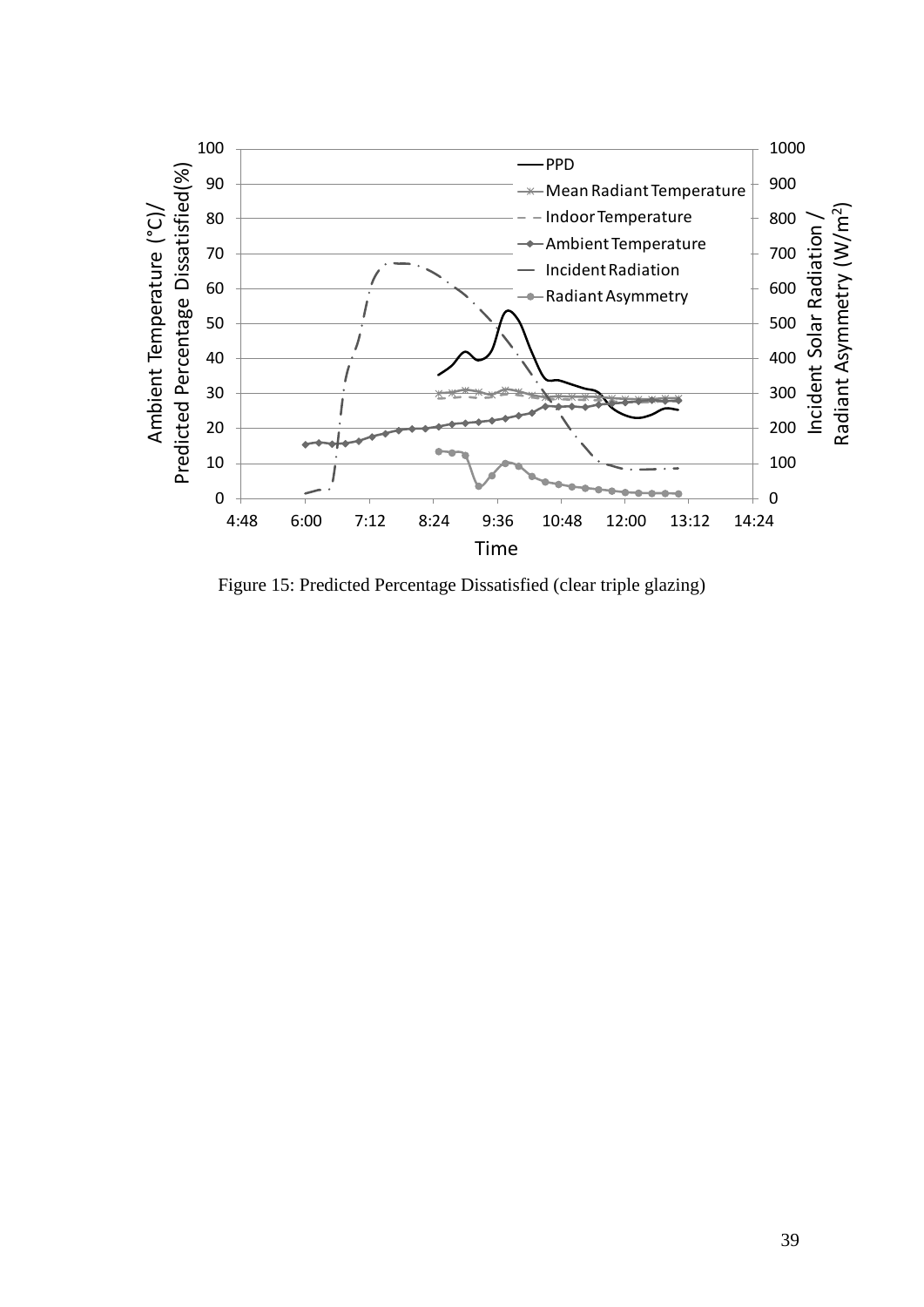Figure 15: Predicted Percentage Dissatisfied (clear triple glazing)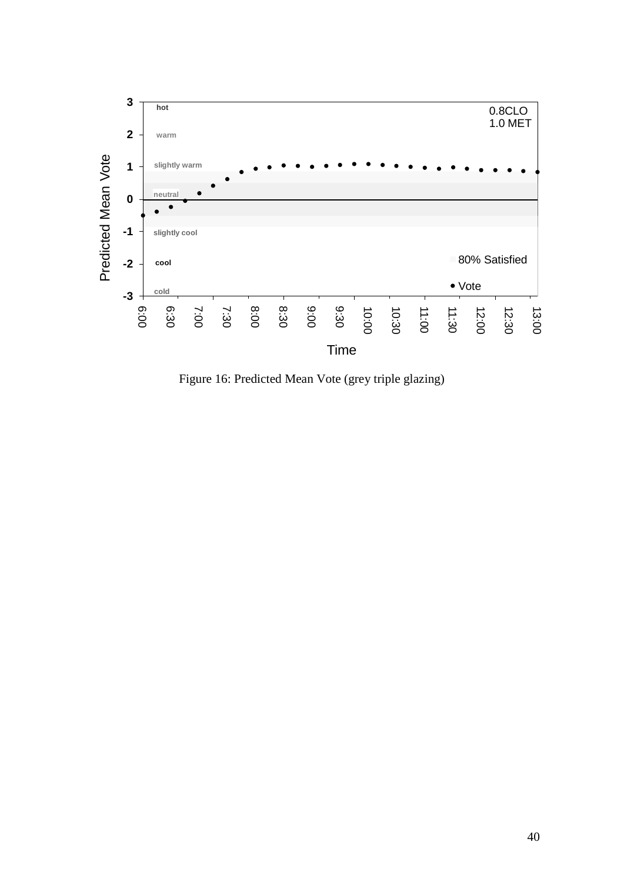Figure 16: Predicted Mean Vote (grey triple glazing)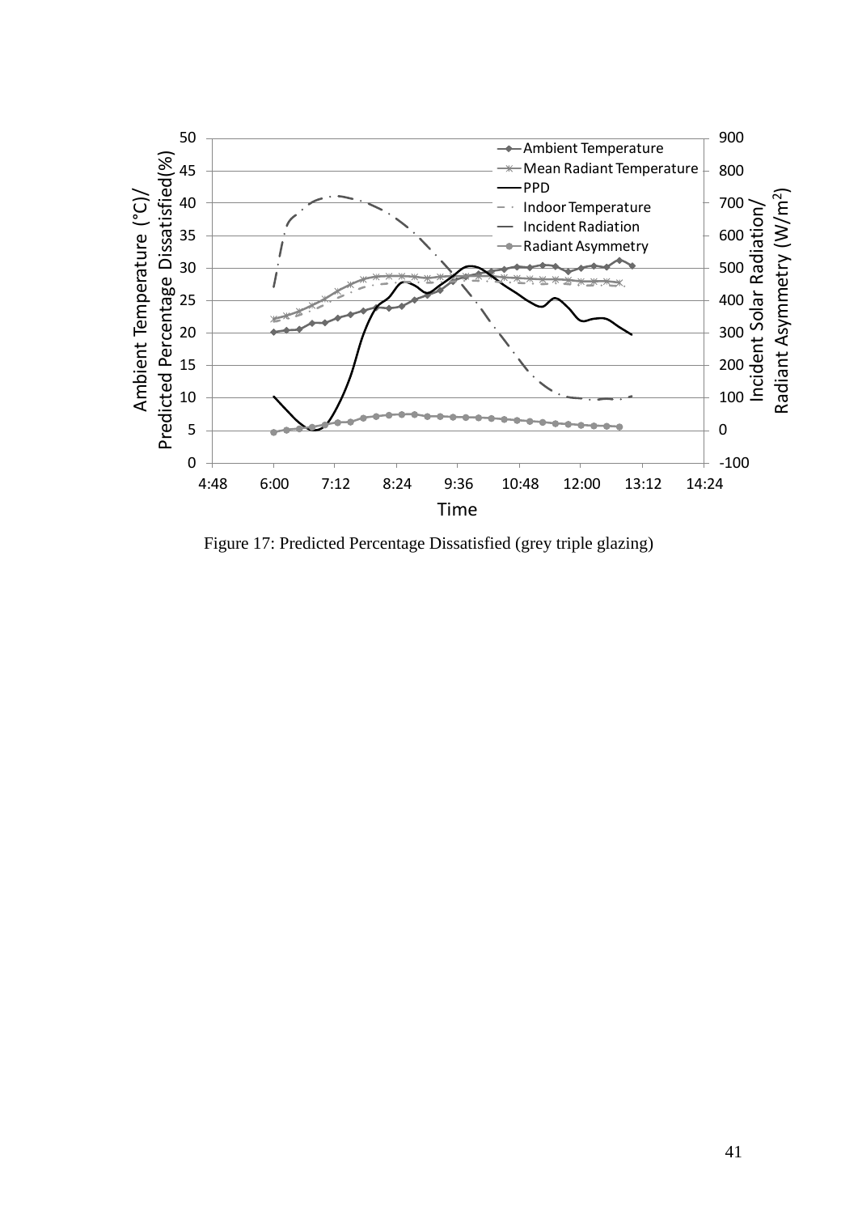Figure 17: Predicted Percentage Dissatisfied (grey triple glazing)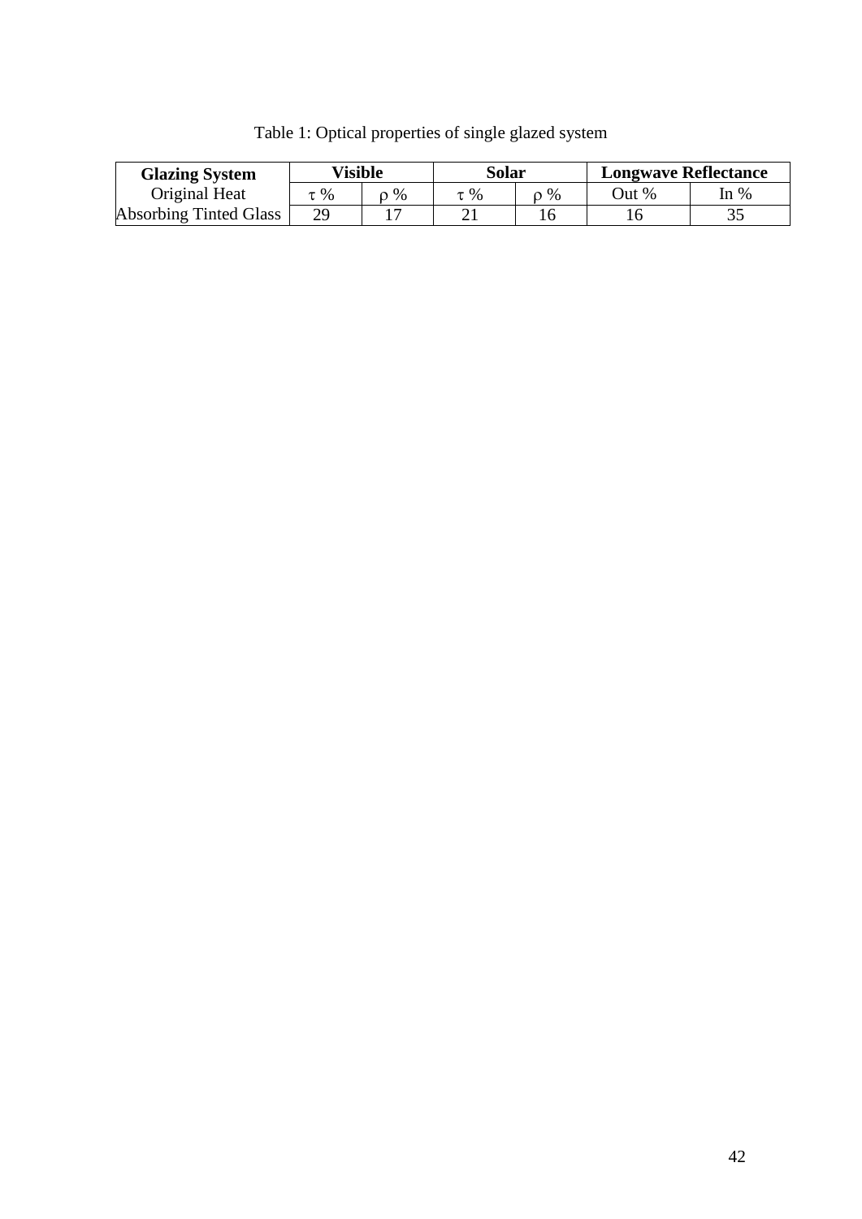Table 1: Optical properties of single glazed system

| **Glazing System** | **Visible** | | **Solar** | | **Longwave Reflectance** | |
|---|---|---|---|---|---|---|
| Original Heat | $\tau$ % | $\rho$ % | $\tau$ % | $\rho$ % | Out % | In % |
| Absorbing Tinted Glass | 29 | 17 | 21 | 16 | 16 | 35 |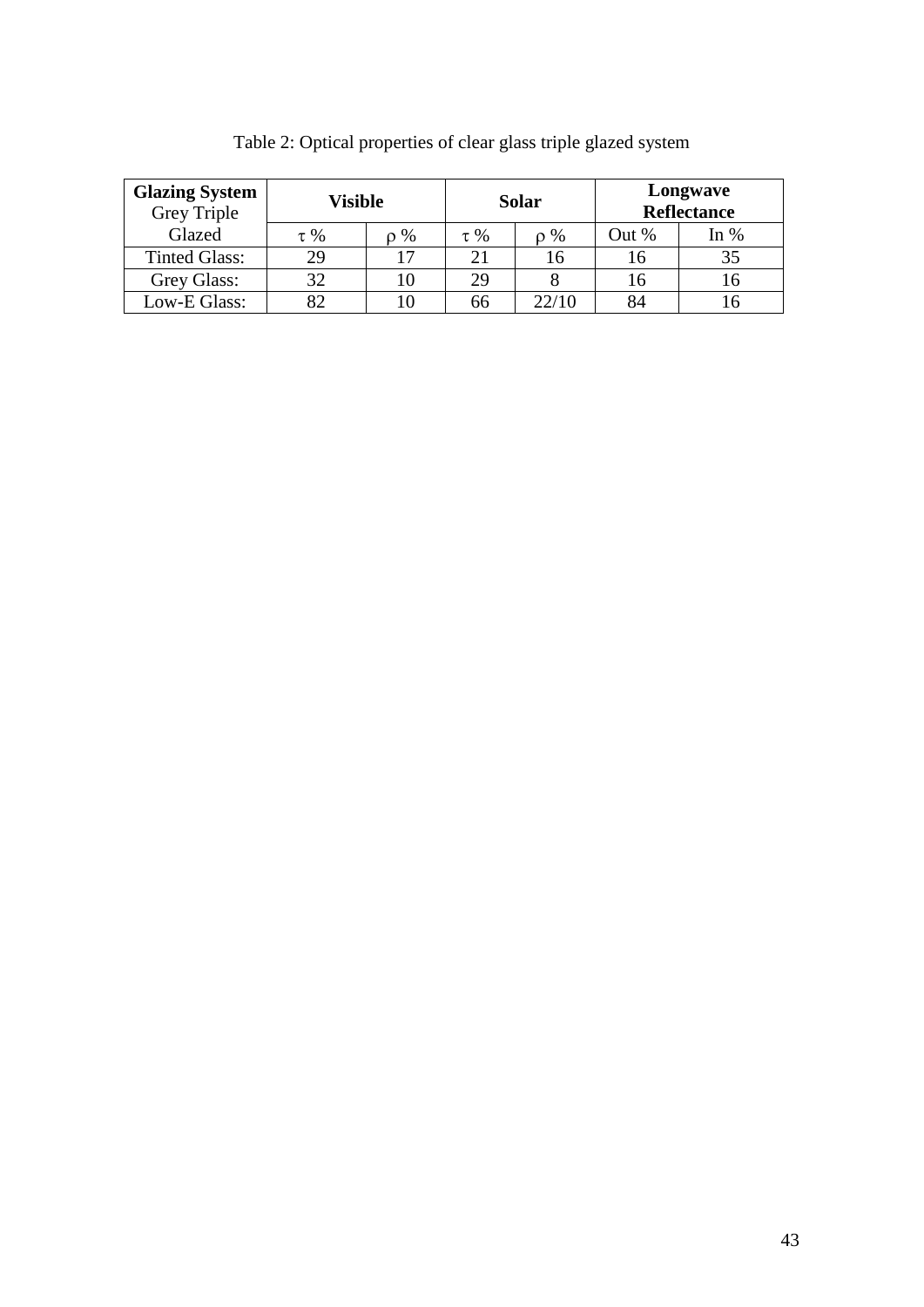Table 2: Optical properties of clear glass triple glazed system

| **Glazing System** Grey Triple | **Visible** | | **Solar** | | **Longwave Reflectance** | |
|---|---|---|---|---|---|---|
| Glazed | τ % | ρ % | τ % | ρ % | Out % | In % |
| Tinted Glass: | 29 | 17 | 21 | 16 | 16 | 35 |
| Grey Glass: | 32 | 10 | 29 | 8 | 16 | 16 |
| Low-E Glass: | 82 | 10 | 66 | 22/10 | 84 | 16 |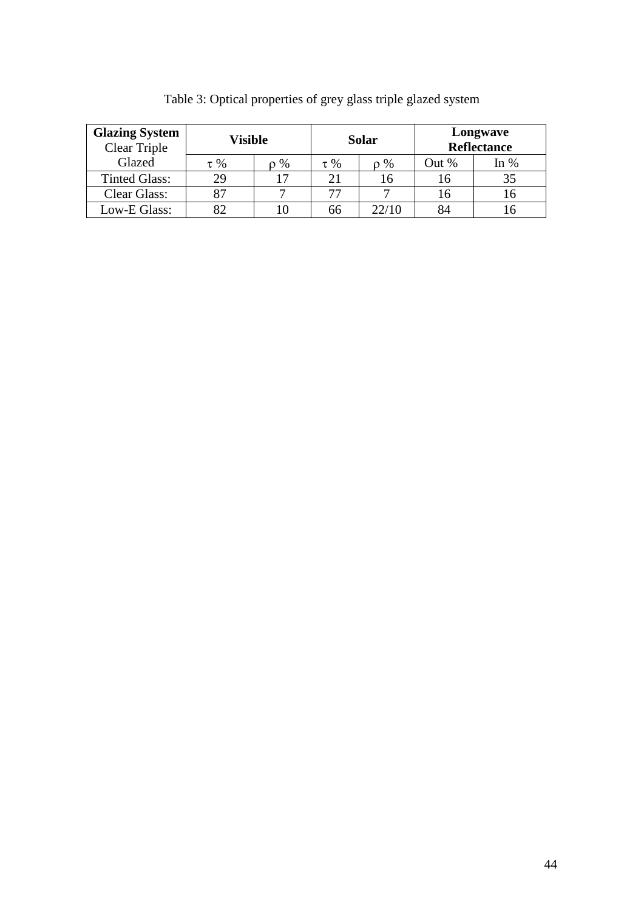Table 3: Optical properties of grey glass triple glazed system

| **Glazing System** Clear Triple Glazed | **Visible** | | **Solar** | | **Longwave Reflectance** | |
|---|---|---|---|---|---|---|
| | τ % | ρ % | τ % | ρ % | Out % | In % |
| Tinted Glass: | 29 | 17 | 21 | 16 | 16 | 35 |
| Clear Glass: | 87 | 7 | 77 | 7 | 16 | 16 |
| Low-E Glass: | 82 | 10 | 66 | 22/10 | 84 | 16 |